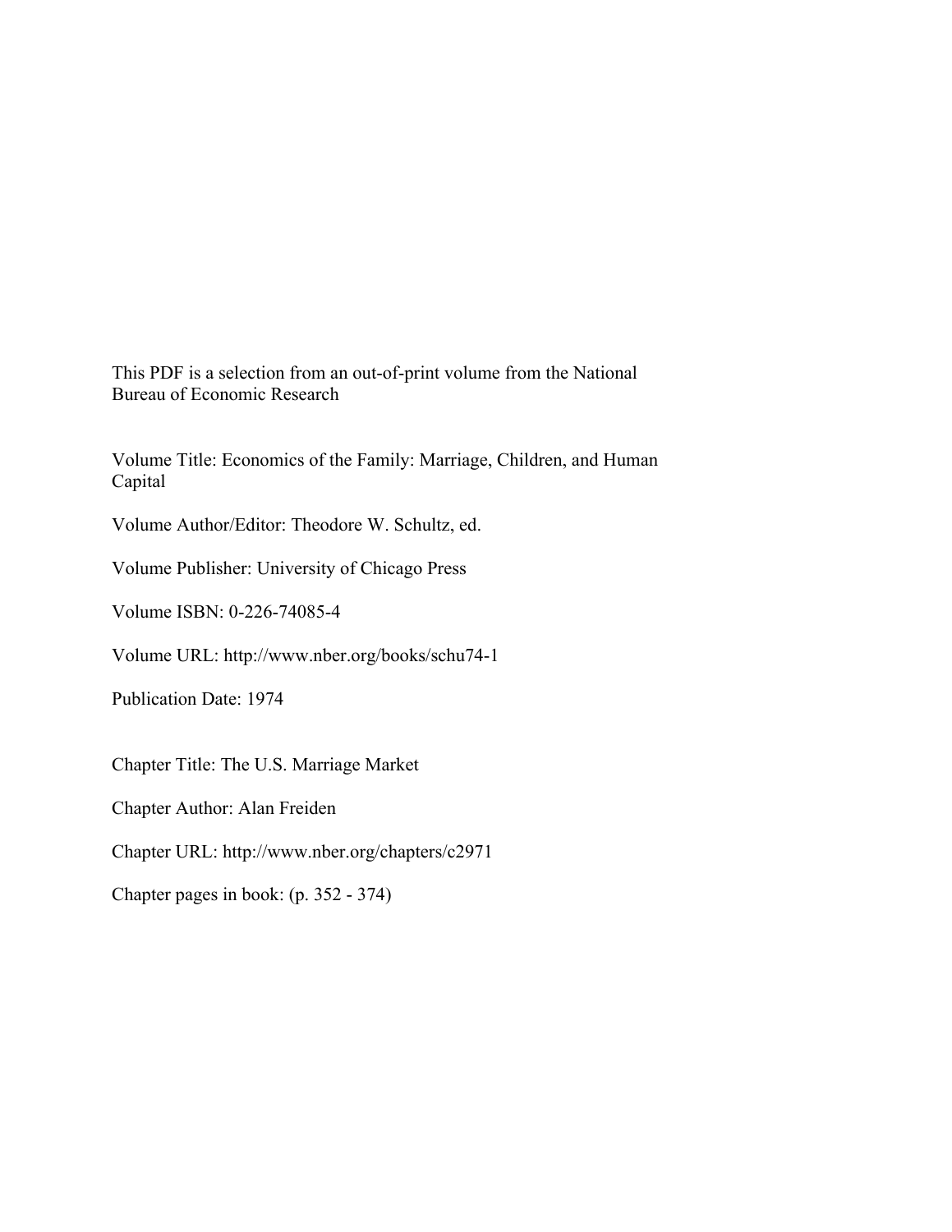This PDF is a selection from an out-of-print volume from the National Bureau of Economic Research

Volume Title: Economics of the Family: Marriage, Children, and Human Capital

Volume Author/Editor: Theodore W. Schultz, ed.

Volume Publisher: University of Chicago Press

Volume ISBN: 0-226-74085-4

Volume URL: http://www.nber.org/books/schu74-1

Publication Date: 1974

Chapter Title: The U.S. Marriage Market

Chapter Author: Alan Freiden

Chapter URL: http://www.nber.org/chapters/c2971

Chapter pages in book: (p. 352 - 374)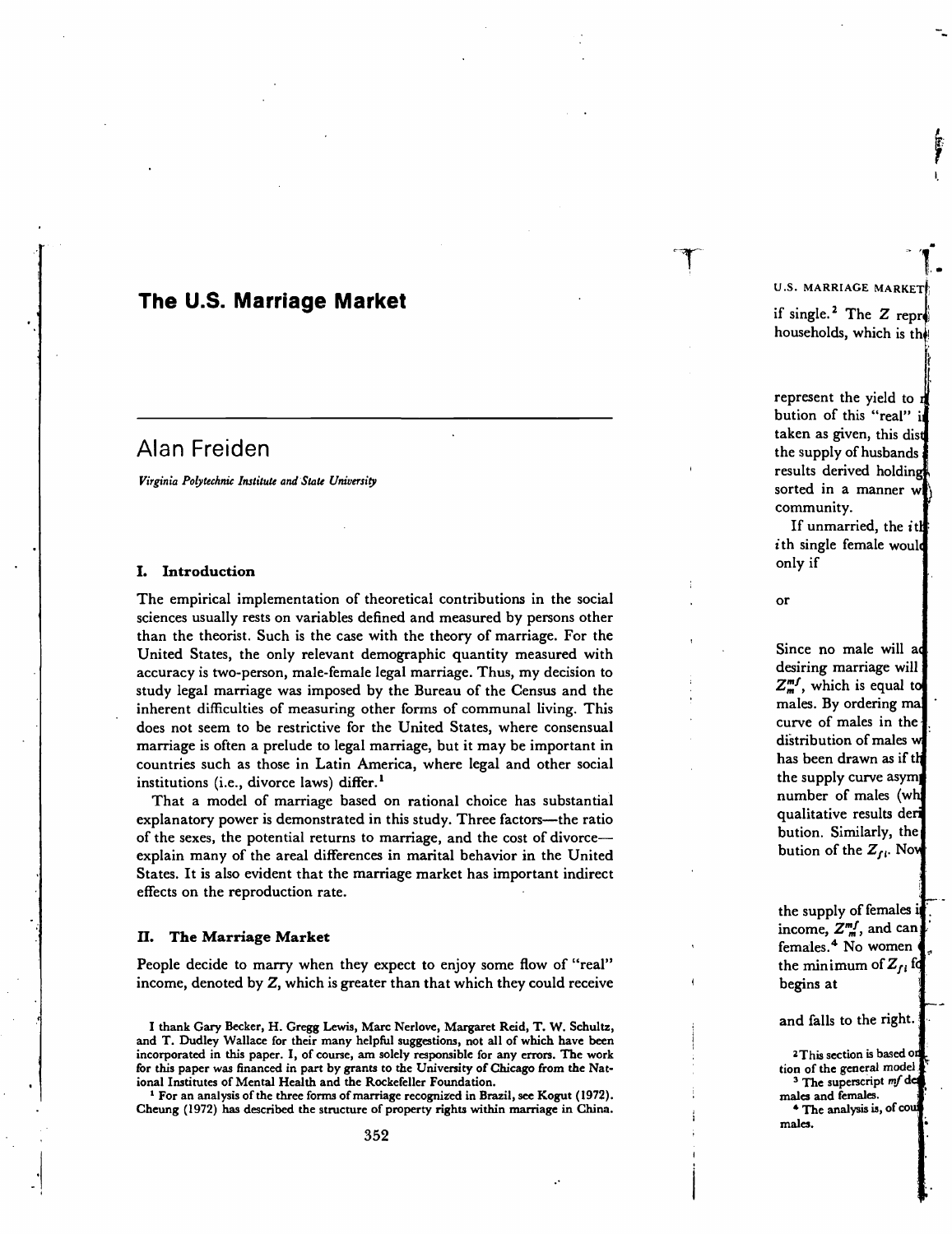# The U.S. Marriage Market

## Alan Freiden

*Virginia Polytechnic Institute and State University*

### I. Introduction

The empirical implementation of theoretical contributions in the social sciences usually rests on variables defined and measured by persons other than the theorist. Such is the case with the theory of marriage. For the United States, the only relevant demographic quantity measured with accuracy is two-person, male-female legal marriage. Thus, my decision to study legal marriage was imposed by the Bureau of the Census and the inherent difficulties of measuring other forms of communal living. This does not seem to be restrictive for the United States, where consensual marriage is often a prelude to legal marriage, but it may be important in countries such as those in Latin America, where legal and other social institutions (i.e., divorce laws) differ.[1]

That a model of marriage based on rational choice has substantial explanatory power is demonstrated in this study. Three factors—the ratio of the sexes, the potential returns to marriage, and the cost of divorce—explain many of the areal differences in marital behavior in the United States. It is also evident that the marriage market has important indirect effects on the reproduction rate.

### II. The Marriage Market

People decide to marry when they expect to enjoy some flow of "real" income, denoted by $Z$, which is greater than that which they could receive

I thank Gary Becker, H. Gregg Lewis, Marc Nerlove, Margaret Reid, T. W. Schultz, and T. Dudley Wallace for their many helpful suggestions, not all of which have been incorporated in this paper. I, of course, am solely responsible for any errors. The work for this paper was financed in part by grants to the University of Chicago from the National Institutes of Mental Health and the Rockefeller Foundation.

[1] For an analysis of the three forms of marriage recognized in Brazil, see Kogut (1972). Cheung (1972) has described the structure of property rights within marriage in China.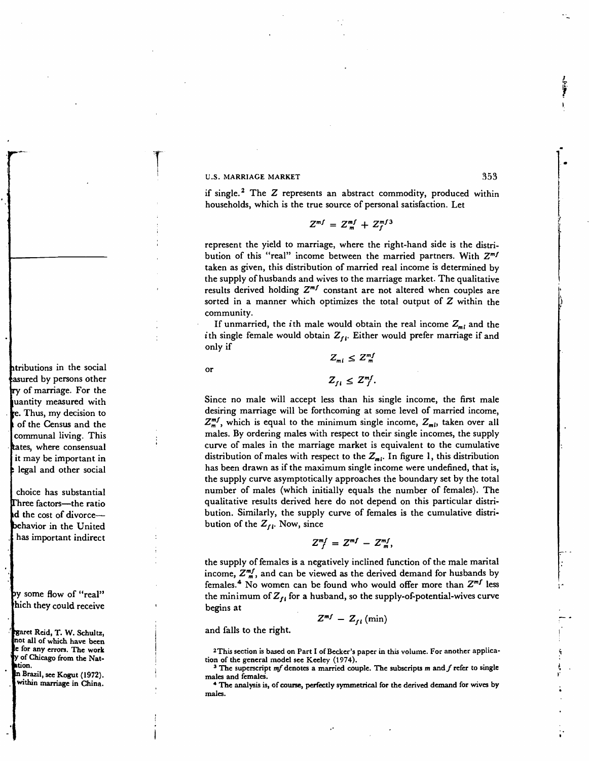if single.[2] The $Z$ represents an abstract commodity, produced within households, which is the true source of personal satisfaction. Let

$$Z^{mf} = Z^{mf}_m + Z^{mf}_f$$[3]

represent the yield to marriage, where the right-hand side is the distribution of this "real" income between the married partners. With $Z^{mf}$ taken as given, this distribution of married real income is determined by the supply of husbands and wives to the marriage market. The qualitative results derived holding $Z^{mf}$ constant are not altered when couples are sorted in a manner which optimizes the total output of $Z$ within the community.

If unmarried, the $i$th male would obtain the real income $Z_{mi}$ and the $i$th single female would obtain $Z_{fi}$. Either would prefer marriage if and only if

$$Z_{mi} \leq Z^{mf}_m$$

or

$$Z_{fi} \leq Z^{mf}_f.$$

Since no male will accept less than his single income, the first male desiring marriage will be forthcoming at some level of married income, $Z^{mf}_m$, which is equal to the minimum single income, $Z_{mi}$, taken over all males. By ordering males with respect to their single incomes, the supply curve of males in the marriage market is equivalent to the cumulative distribution of males with respect to the $Z_{mi}$. In figure 1, this distribution has been drawn as if the maximum single income were undefined, that is, the supply curve asymptotically approaches the boundary set by the total number of males (which initially equals the number of females). The qualitative results derived here do not depend on this particular distribution. Similarly, the supply curve of females is the cumulative distribution of the $Z_{fi}$. Now, since

$$Z^{mf}_f = Z^{mf} - Z^{mf}_m,$$

the supply of females is a negatively inclined function of the male marital income, $Z^{mf}_m$, and can be viewed as the derived demand for husbands by females.[4] No women can be found who would offer more than $Z^{mf}$ less the minimum of $Z_{fi}$ for a husband, so the supply-of-potential-wives curve begins at

$$Z^{mf} - Z_{fi}\,(\text{min})$$

and falls to the right.

[2] This section is based on Part I of Becker's paper in this volume. For another application of the general model see Keeley (1974).

[3] The superscript *mf* denotes a married couple. The subscripts *m* and *f* refer to single males and females.

[4] The analysis is, of course, perfectly symmetrical for the derived demand for wives by males.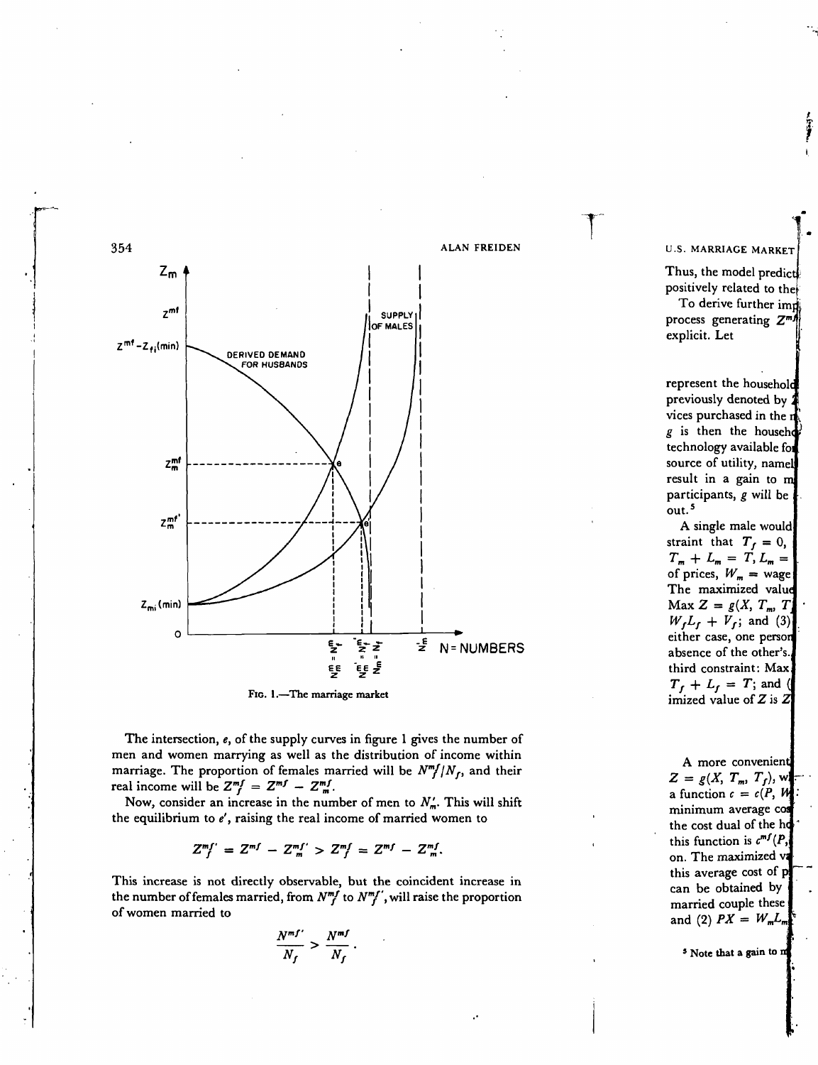FIG. 1.—The marriage market

The intersection, $e$, of the supply curves in figure 1 gives the number of men and women marrying as well as the distribution of income within marriage. The proportion of females married will be $N^{mf}_f/N_f$, and their real income will be $Z^{mf}_f = Z^{mf} - Z^{mf}_m$.

Now, consider an increase in the number of men to $N'_m$. This will shift the equilibrium to $e'$, raising the real income of married women to

$$Z^{mf'}_f = Z^{mf} - Z^{mf'}_m > Z^{mf}_f = Z^{mf} - Z^{mf}_m.$$

This increase is not directly observable, but the coincident increase in the number of females married, from $N^{mf}_f$ to $N^{mf'}_f$, will raise the proportion of women married to

$$\frac{N^{mf'}}{N_f} > \frac{N^{mf}}{N_f}.$$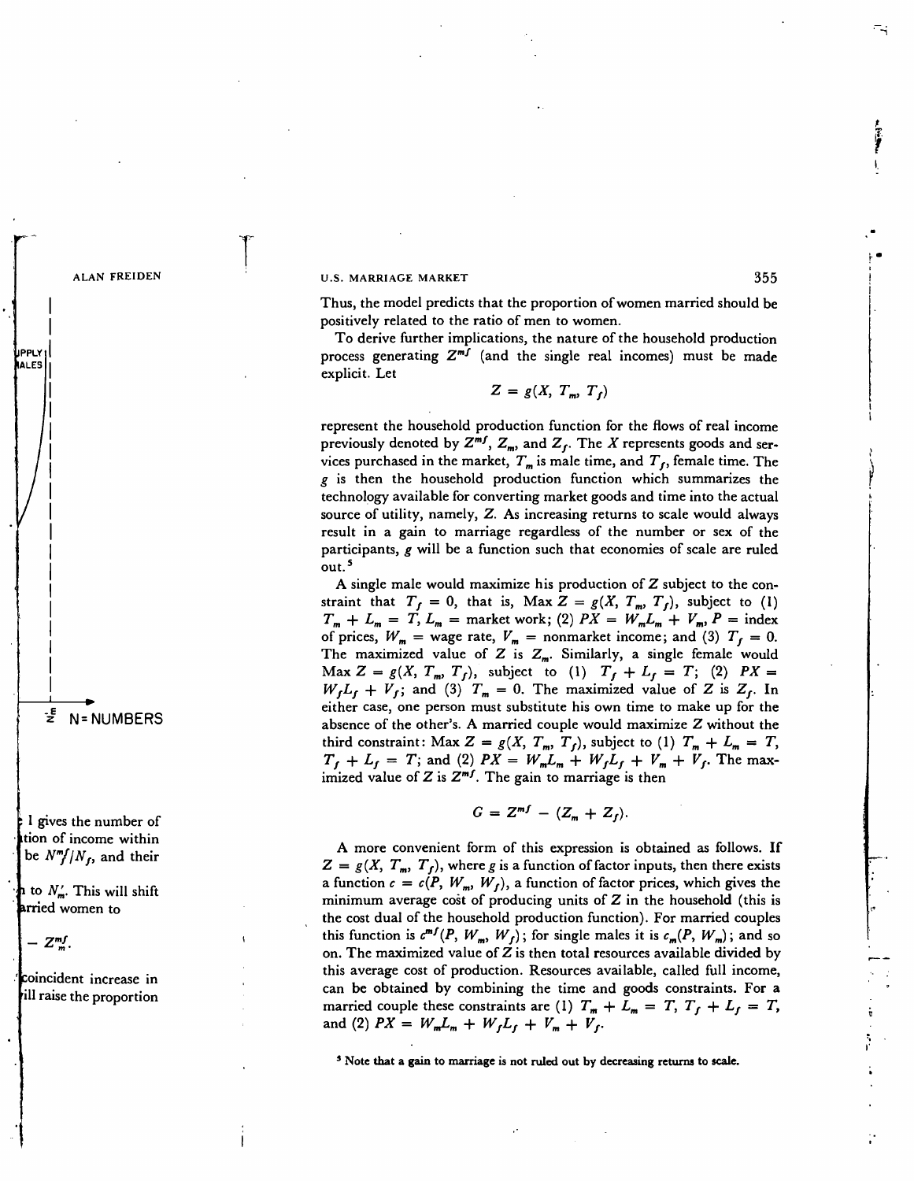Thus, the model predicts that the proportion of women married should be positively related to the ratio of men to women.

To derive further implications, the nature of the household production process generating $Z^{mf}$ (and the single real incomes) must be made explicit. Let

$$Z = g(X, T_m, T_f)$$

represent the household production function for the flows of real income previously denoted by $Z^{mf}$, $Z_m$, and $Z_f$. The $X$ represents goods and services purchased in the market, $T_m$ is male time, and $T_f$, female time. The $g$ is then the household production function which summarizes the technology available for converting market goods and time into the actual source of utility, namely, $Z$. As increasing returns to scale would always result in a gain to marriage regardless of the number or sex of the participants, $g$ will be a function such that economies of scale are ruled out.[5]

A single male would maximize his production of $Z$ subject to the constraint that $T_f = 0$, that is, Max $Z = g(X, T_m, T_f)$, subject to (1) $T_m + L_m = T$, $L_m$ = market work; (2) $PX = W_m L_m + V_m$, $P$ = index of prices, $W_m$ = wage rate, $V_m$ = nonmarket income; and (3) $T_f = 0$. The maximized value of $Z$ is $Z_m$. Similarly, a single female would Max $Z = g(X, T_m, T_f)$, subject to (1) $T_f + L_f = T$; (2) $PX = W_f L_f + V_f$; and (3) $T_m = 0$. The maximized value of $Z$ is $Z_f$. In either case, one person must substitute his own time to make up for the absence of the other's. A married couple would maximize $Z$ without the third constraint: Max $Z = g(X, T_m, T_f)$, subject to (1) $T_m + L_m = T$, $T_f + L_f = T$; and (2) $PX = W_m L_m + W_f L_f + V_m + V_f$. The maximized value of $Z$ is $Z^{mf}$. The gain to marriage is then

$$G = Z^{mf} - (Z_m + Z_f).$$

A more convenient form of this expression is obtained as follows. If $Z = g(X, T_m, T_f)$, where $g$ is a function of factor inputs, then there exists a function $c = c(P, W_m, W_f)$, a function of factor prices, which gives the minimum average cost of producing units of $Z$ in the household (this is the cost dual of the household production function). For married couples this function is $c^{mf}(P, W_m, W_f)$; for single males it is $c_m(P, W_m)$; and so on. The maximized value of $Z$ is then total resources available divided by this average cost of production. Resources available, called full income, can be obtained by combining the time and goods constraints. For a married couple these constraints are (1) $T_m + L_m = T$, $T_f + L_f = T$, and (2) $PX = W_m L_m + W_f L_f + V_m + V_f$.

[5] Note that a gain to marriage is not ruled out by decreasing returns to scale.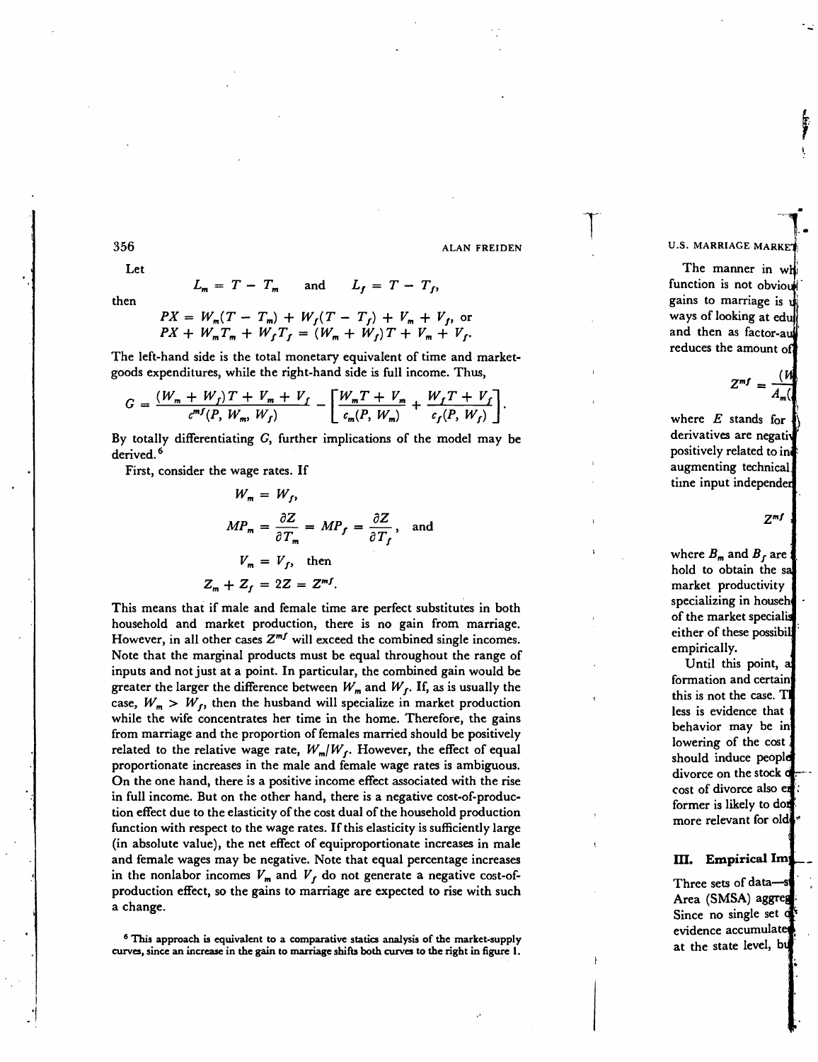Let

$$L_m = T - T_m \quad \text{and} \quad L_f = T - T_f,$$

then

$$PX = W_m(T - T_m) + W_f(T - T_f) + V_m + V_f, \text{ or}$$
$$PX + W_m T_m + W_f T_f = (W_m + W_f)T + V_m + V_f.$$

The left-hand side is the total monetary equivalent of time and market-goods expenditures, while the right-hand side is full income. Thus,

$$G = \frac{(W_m + W_f)T + V_m + V_f}{c^{mf}(P, W_m, W_f)} - \left[\frac{W_m T + V_m}{c_m(P, W_m)} + \frac{W_f T + V_f}{c_f(P, W_f)}\right].$$

By totally differentiating $G$, further implications of the model may be derived.[6]

First, consider the wage rates. If

$$W_m = W_f,$$

$$MP_m = \frac{\partial Z}{\partial T_m} = MP_f = \frac{\partial Z}{\partial T_f}, \quad \text{and}$$

$$V_m = V_f, \quad \text{then}$$

$$Z_m + Z_f = 2Z = Z^{mf}.$$

This means that if male and female time are perfect substitutes in both household and market production, there is no gain from marriage. However, in all other cases $Z^{mf}$ will exceed the combined single incomes. Note that the marginal products must be equal throughout the range of inputs and not just at a point. In particular, the combined gain would be greater the larger the difference between $W_m$ and $W_f$. If, as is usually the case, $W_m > W_f$, then the husband will specialize in market production while the wife concentrates her time in the home. Therefore, the gains from marriage and the proportion of females married should be positively related to the relative wage rate, $W_m/W_f$. However, the effect of equal proportionate increases in the male and female wage rates is ambiguous. On the one hand, there is a positive income effect associated with the rise in full income. But on the other hand, there is a negative cost-of-production effect due to the elasticity of the cost dual of the household production function with respect to the wage rates. If this elasticity is sufficiently large (in absolute value), the net effect of equiproportionate increases in male and female wages may be negative. Note that equal percentage increases in the nonlabor incomes $V_m$ and $V_f$ do not generate a negative cost-of-production effect, so the gains to marriage are expected to rise with such a change.

[6] This approach is equivalent to a comparative statics analysis of the market-supply curves, since an increase in the gain to marriage shifts both curves to the right in figure 1.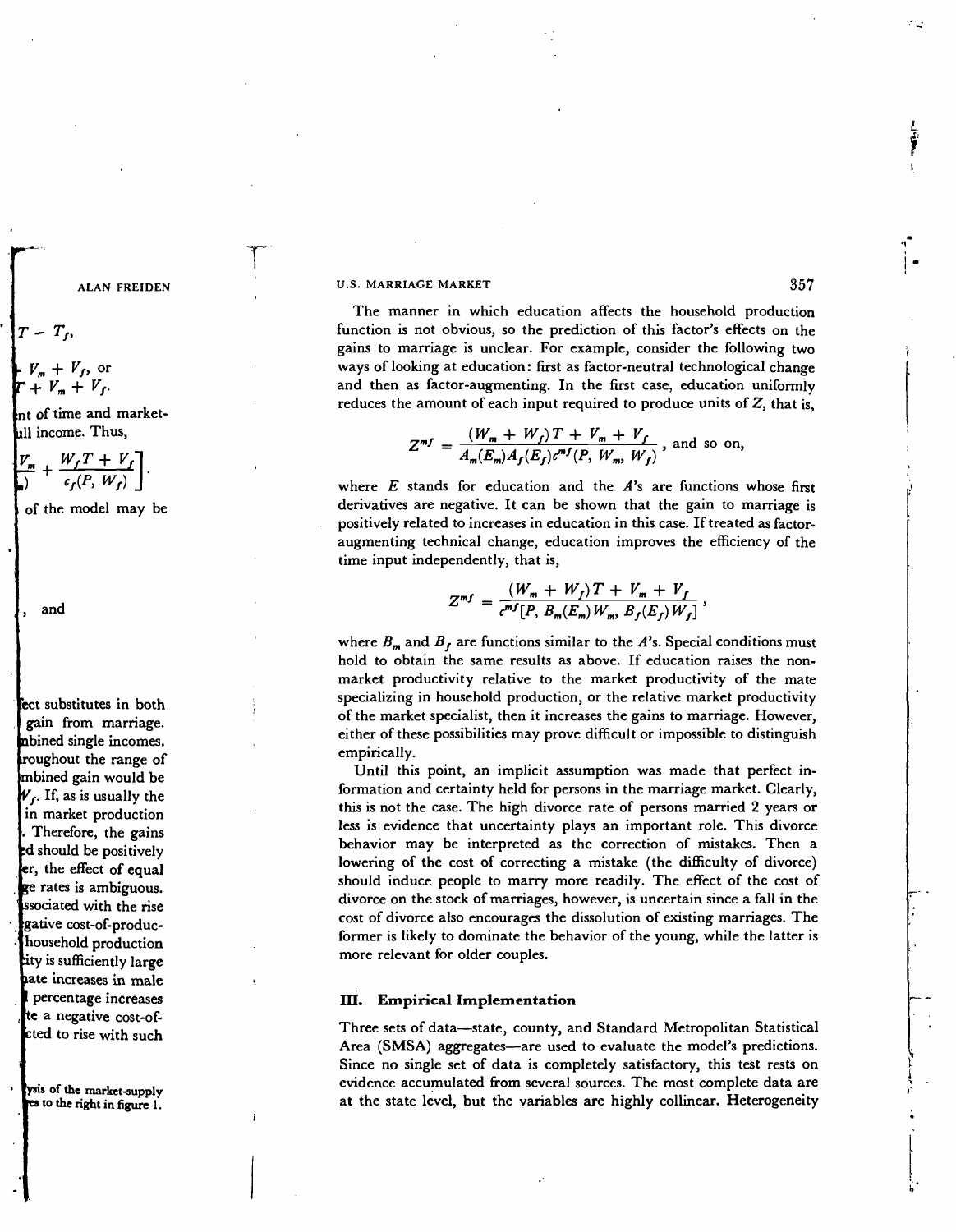The manner in which education affects the household production function is not obvious, so the prediction of this factor's effects on the gains to marriage is unclear. For example, consider the following two ways of looking at education: first as factor-neutral technological change and then as factor-augmenting. In the first case, education uniformly reduces the amount of each input required to produce units of $Z$, that is,

$$Z^{mf} = \frac{(W_m + W_f)T + V_m + V_f}{A_m(E_m)A_f(E_f)c^{mf}(P, W_m, W_f)}, \text{ and so on,}$$

where $E$ stands for education and the $A$'s are functions whose first derivatives are negative. It can be shown that the gain to marriage is positively related to increases in education in this case. If treated as factor-augmenting technical change, education improves the efficiency of the time input independently, that is,

$$Z^{mf} = \frac{(W_m + W_f)T + V_m + V_f}{c^{mf}[P, B_m(E_m)W_m, B_f(E_f)W_f]},$$

where $B_m$ and $B_f$ are functions similar to the $A$'s. Special conditions must hold to obtain the same results as above. If education raises the nonmarket productivity relative to the market productivity of the mate specializing in household production, or the relative market productivity of the market specialist, then it increases the gains to marriage. However, either of these possibilities may prove difficult or impossible to distinguish empirically.

Until this point, an implicit assumption was made that perfect information and certainty held for persons in the marriage market. Clearly, this is not the case. The high divorce rate of persons married 2 years or less is evidence that uncertainty plays an important role. This divorce behavior may be interpreted as the correction of mistakes. Then a lowering of the cost of correcting a mistake (the difficulty of divorce) should induce people to marry more readily. The effect of the cost of divorce on the stock of marriages, however, is uncertain since a fall in the cost of divorce also encourages the dissolution of existing marriages. The former is likely to dominate the behavior of the young, while the latter is more relevant for older couples.

## III. Empirical Implementation

Three sets of data—state, county, and Standard Metropolitan Statistical Area (SMSA) aggregates—are used to evaluate the model's predictions. Since no single set of data is completely satisfactory, this test rests on evidence accumulated from several sources. The most complete data are at the state level, but the variables are highly collinear. Heterogeneity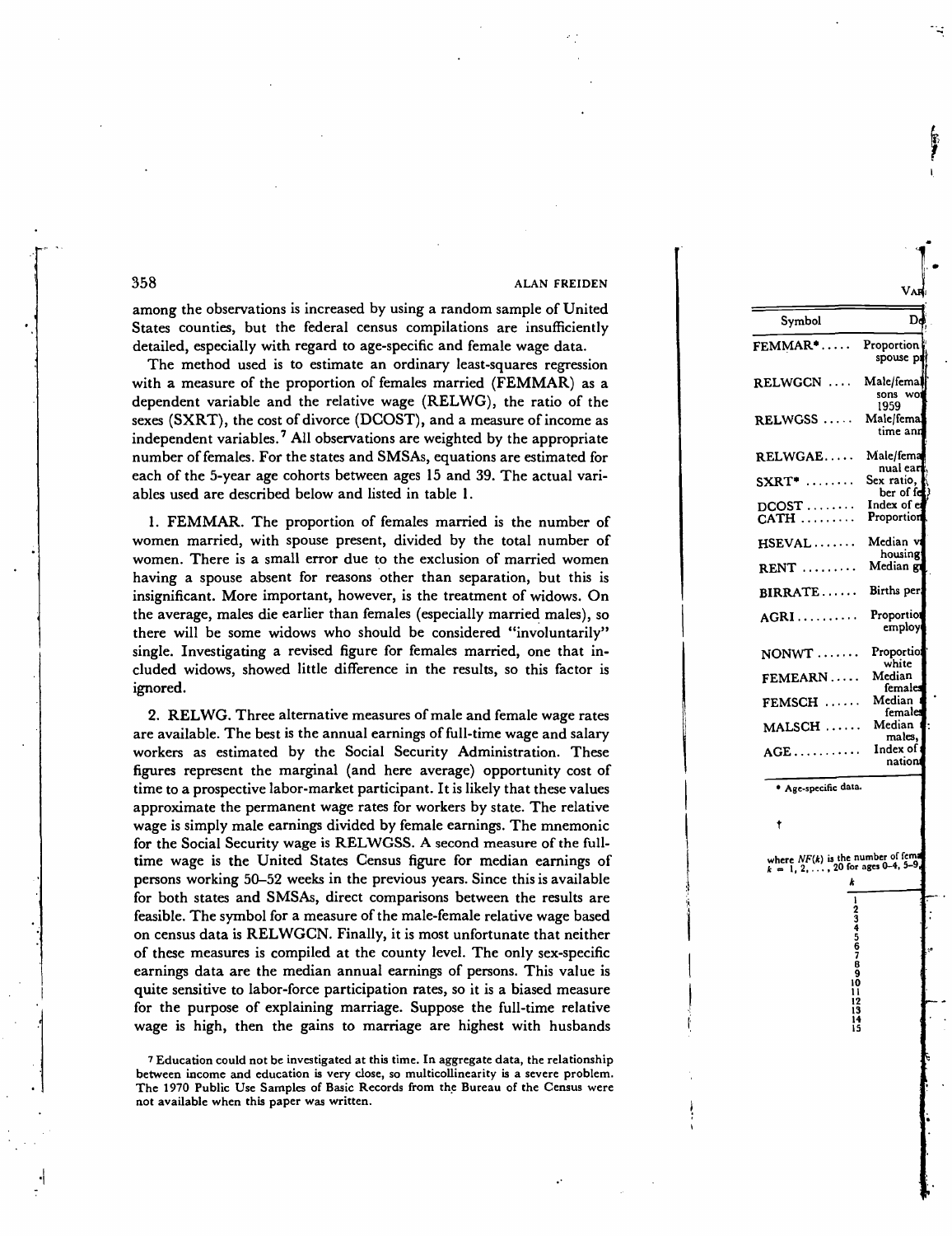among the observations is increased by using a random sample of United States counties, but the federal census compilations are insufficiently detailed, especially with regard to age-specific and female wage data.

The method used is to estimate an ordinary least-squares regression with a measure of the proportion of females married (FEMMAR) as a dependent variable and the relative wage (RELWG), the ratio of the sexes (SXRT), the cost of divorce (DCOST), and a measure of income as independent variables.[7] All observations are weighted by the appropriate number of females. For the states and SMSAs, equations are estimated for each of the 5-year age cohorts between ages 15 and 39. The actual variables used are described below and listed in table 1.

1. FEMMAR. The proportion of females married is the number of women married, with spouse present, divided by the total number of women. There is a small error due to the exclusion of married women having a spouse absent for reasons other than separation, but this is insignificant. More important, however, is the treatment of widows. On the average, males die earlier than females (especially married males), so there will be some widows who should be considered "involuntarily" single. Investigating a revised figure for females married, one that included widows, showed little difference in the results, so this factor is ignored.

2. RELWG. Three alternative measures of male and female wage rates are available. The best is the annual earnings of full-time wage and salary workers as estimated by the Social Security Administration. These figures represent the marginal (and here average) opportunity cost of time to a prospective labor-market participant. It is likely that these values approximate the permanent wage rates for workers by state. The relative wage is simply male earnings divided by female earnings. The mnemonic for the Social Security wage is RELWGSS. A second measure of the full-time wage is the United States Census figure for median earnings of persons working 50–52 weeks in the previous years. Since this is available for both states and SMSAs, direct comparisons between the results are feasible. The symbol for a measure of the male-female relative wage based on census data is RELWGCN. Finally, it is most unfortunate that neither of these measures is compiled at the county level. The only sex-specific earnings data are the median annual earnings of persons. This value is quite sensitive to labor-force participation rates, so it is a biased measure for the purpose of explaining marriage. Suppose the full-time relative wage is high, then the gains to marriage are highest with husbands

[7] Education could not be investigated at this time. In aggregate data, the relationship between income and education is very close, so multicollinearity is a severe problem. The 1970 Public Use Samples of Basic Records from the Bureau of the Census were not available when this paper was written.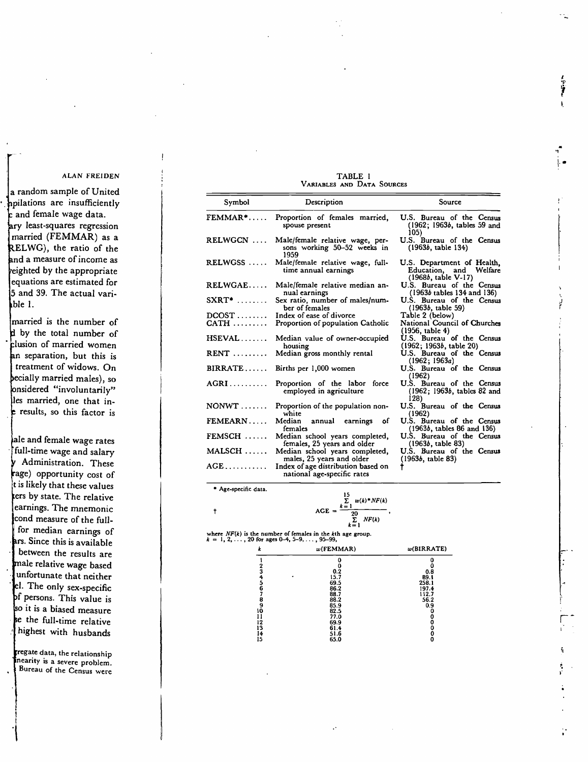TABLE 1

VARIABLES AND DATA SOURCES

| Symbol | Description | Source |
|---|---|---|
| FEMMAR* | Proportion of females married, spouse present | U.S. Bureau of the Census (1962; 1963*b*, tables 59 and 105) |
| RELWGCN | Male/female relative wage, persons working 50–52 weeks in 1959 | U.S. Bureau of the Census (1963*b*, table 134) |
| RELWGSS | Male/female relative wage, full-time annual earnings | U.S. Department of Health, Education, and Welfare (1968*b*, table V-17) |
| RELWGAE | Male/female relative median annual earnings | U.S. Bureau of the Census (1963*b* tables 134 and 136) |
| SXRT* | Sex ratio, number of males/number of females | U.S. Bureau of the Census (1963*b*, table 59) |
| DCOST | Index of ease of divorce | Table 2 (below) |
| CATH | Proportion of population Catholic | National Council of Churches (1956, table 4) |
| HSEVAL | Median value of owner-occupied housing | U.S. Bureau of the Census (1962; 1963*b*, table 20) |
| RENT | Median gross monthly rental | U.S. Bureau of the Census (1962; 1963*a*) |
| BIRRATE | Births per 1,000 women | U.S. Bureau of the Census (1962) |
| AGRI | Proportion of the labor force employed in agriculture | U.S. Bureau of the Census (1962; 1963*b*, tables 82 and 128) |
| NONWT | Proportion of the population nonwhite | U.S. Bureau of the Census (1962) |
| FEMEARN | Median annual earnings of females | U.S. Bureau of the Census (1963*b*, tables 86 and 136) |
| FEMSCH | Median school years completed, females, 25 years and older | U.S. Bureau of the Census (1963*b*, table 83) |
| MALSCH | Median school years completed, males, 25 years and older | U.S. Bureau of the Census (1963*b*, table 83) |
| AGE | Index of age distribution based on national age-specific rates | † |

\* Age-specific data.

†

$$AGE = \frac{\sum_{k=1}^{15} w(k) * NF(k)}{\sum_{k=1}^{20} NF(k)},$$

where $NF(k)$ is the number of females in the $k$th age group.
$k = 1, 2, \ldots, 20$ for ages 0–4, 5–9, ..., 95–99,

| $k$ | $w$(FEMMAR) | $w$(BIRRATE) |
|---|---|---|
| 1 | 0 | 0 |
| 2 | 0 | 0 |
| 3 | 0.2 | 0.8 |
| 4 | 15.7 | 89.1 |
| 5 | 69.5 | 258.1 |
| 6 | 86.2 | 197.4 |
| 7 | 88.7 | 112.7 |
| 8 | 88.2 | 56.2 |
| 9 | 85.9 | 0.9 |
| 10 | 82.5 | 0 |
| 11 | 77.0 | 0 |
| 12 | 69.9 | 0 |
| 13 | 61.4 | 0 |
| 14 | 51.6 | 0 |
| 15 | 65.0 | 0 |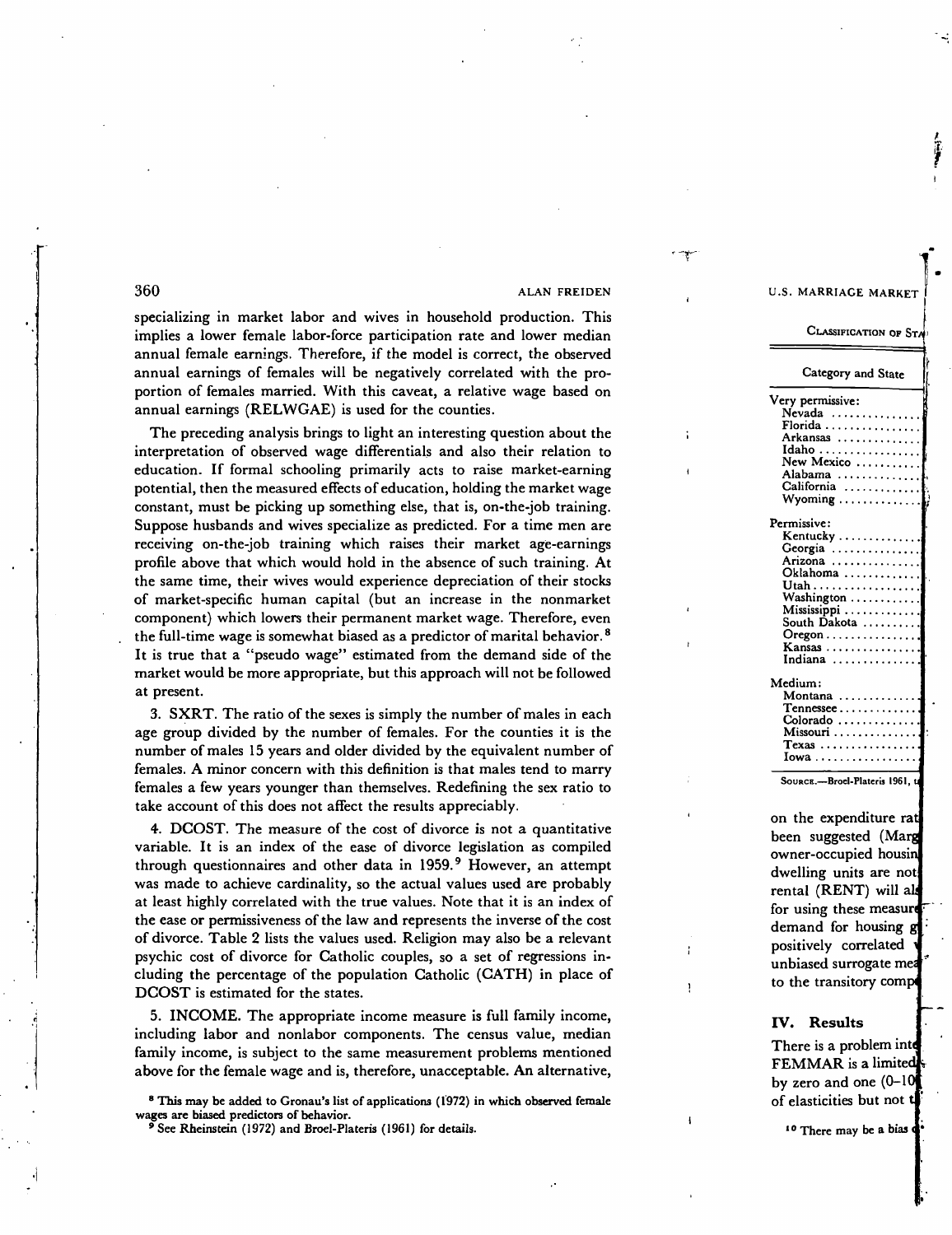specializing in market labor and wives in household production. This implies a lower female labor-force participation rate and lower median annual female earnings. Therefore, if the model is correct, the observed annual earnings of females will be negatively correlated with the proportion of females married. With this caveat, a relative wage based on annual earnings (RELWGAE) is used for the counties.

The preceding analysis brings to light an interesting question about the interpretation of observed wage differentials and also their relation to education. If formal schooling primarily acts to raise market-earning potential, then the measured effects of education, holding the market wage constant, must be picking up something else, that is, on-the-job training. Suppose husbands and wives specialize as predicted. For a time men are receiving on-the-job training which raises their market age-earnings profile above that which would hold in the absence of such training. At the same time, their wives would experience depreciation of their stocks of market-specific human capital (but an increase in the nonmarket component) which lowers their permanent market wage. Therefore, even the full-time wage is somewhat biased as a predictor of marital behavior.[8] It is true that a "pseudo wage" estimated from the demand side of the market would be more appropriate, but this approach will not be followed at present.

3. SXRT. The ratio of the sexes is simply the number of males in each age group divided by the number of females. For the counties it is the number of males 15 years and older divided by the equivalent number of females. A minor concern with this definition is that males tend to marry females a few years younger than themselves. Redefining the sex ratio to take account of this does not affect the results appreciably.

4. DCOST. The measure of the cost of divorce is not a quantitative variable. It is an index of the ease of divorce legislation as compiled through questionnaires and other data in 1959.[9] However, an attempt was made to achieve cardinality, so the actual values used are probably at least highly correlated with the true values. Note that it is an index of the ease or permissiveness of the law and represents the inverse of the cost of divorce. Table 2 lists the values used. Religion may also be a relevant psychic cost of divorce for Catholic couples, so a set of regressions including the percentage of the population Catholic (CATH) in place of DCOST is estimated for the states.

5. INCOME. The appropriate income measure is full family income, including labor and nonlabor components. The census value, median family income, is subject to the same measurement problems mentioned above for the female wage and is, therefore, unacceptable. An alternative,

[8] This may be added to Gronau's list of applications (1972) in which observed female wages are biased predictors of behavior.

[9] See Rheinstein (1972) and Broel-Plateris (1961) for details.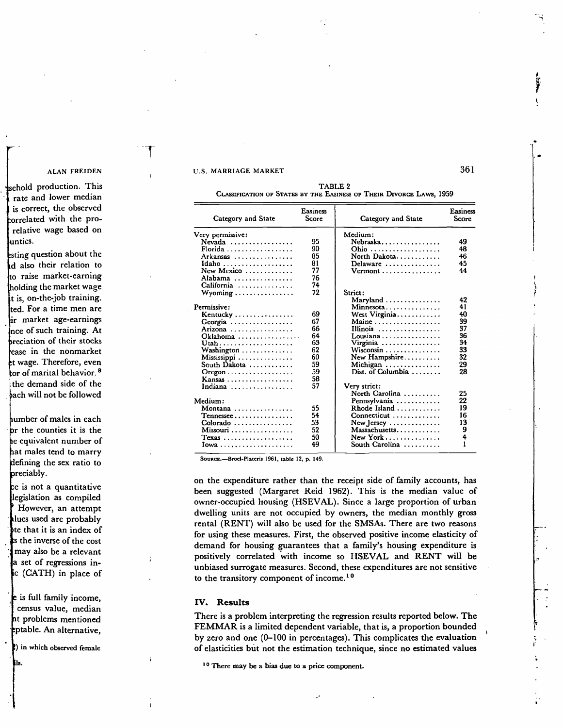TABLE 2
CLASSIFICATION OF STATES BY THE EASINESS OF THEIR DIVORCE LAWS, 1959

| Category and State | Easiness Score | Category and State | Easiness Score |
|---|---|---|---|
| Very permissive: | | Medium: | |
| Nevada | 95 | Nebraska | 49 |
| Florida | 90 | Ohio | 48 |
| Arkansas | 85 | North Dakota | 46 |
| Idaho | 81 | Delaware | 45 |
| New Mexico | 77 | Vermont | 44 |
| Alabama | 76 | | |
| California | 74 | | |
| Wyoming | 72 | Strict: | |
| | | Maryland | 42 |
| Permissive: | | Minnesota | 41 |
| Kentucky | 69 | West Virginia | 40 |
| Georgia | 67 | Maine | 39 |
| Arizona | 66 | Illinois | 37 |
| Oklahoma | 64 | Lousiana | 36 |
| Utah | 63 | Virginia | 34 |
| Washington | 62 | Wisconsin | 33 |
| Mississippi | 60 | New Hampshire | 32 |
| South Dakota | 59 | Michigan | 29 |
| Oregon | 59 | Dist. of Columbia | 28 |
| Kansas | 58 | | |
| Indiana | 57 | Very strict: | |
| | | North Carolina | 25 |
| Medium: | | Pennsylvania | 22 |
| Montana | 55 | Rhode Island | 19 |
| Tennessee | 54 | Connecticut | 16 |
| Colorado | 53 | New Jersey | 13 |
| Missouri | 52 | Massachusetts | 9 |
| Texas | 50 | New York | 4 |
| Iowa | 49 | South Carolina | 1 |

SOURCE.—Broel-Plateris 1961, table 12, p. 149.

on the expenditure rather than the receipt side of family accounts, has been suggested (Margaret Reid 1962). This is the median value of owner-occupied housing (HSEVAL). Since a large proportion of urban dwelling units are not occupied by owners, the median monthly gross rental (RENT) will also be used for the SMSAs. There are two reasons for using these measures. First, the observed positive income elasticity of demand for housing guarantees that a family's housing expenditure is positively correlated with income so HSEVAL and RENT will be unbiased surrogate measures. Second, these expenditures are not sensitive to the transitory component of income.[10]

## IV. Results

There is a problem interpreting the regression results reported below. The FEMMAR is a limited dependent variable, that is, a proportion bounded by zero and one (0–100 in percentages). This complicates the evaluation of elasticities but not the estimation technique, since no estimated values

[10] There may be a bias due to a price component.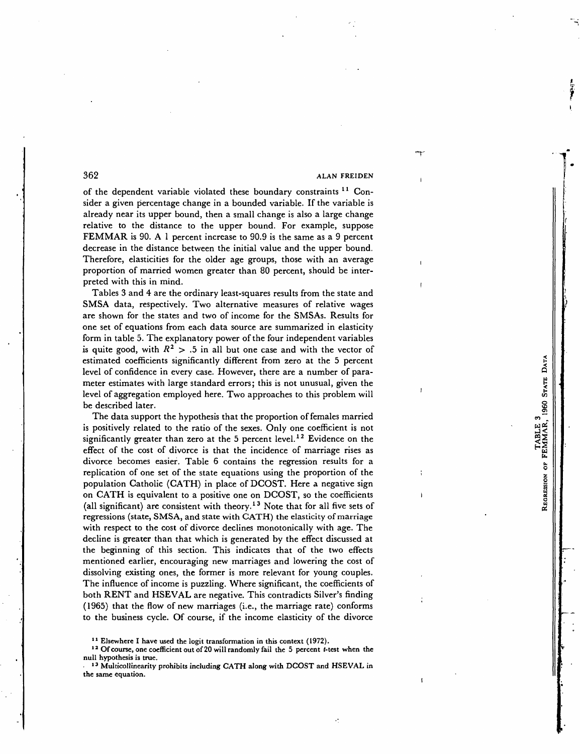of the dependent variable violated these boundary constraints [11] Consider a given percentage change in a bounded variable. If the variable is already near its upper bound, then a small change is also a large change relative to the distance to the upper bound. For example, suppose FEMMAR is 90. A 1 percent increase to 90.9 is the same as a 9 percent decrease in the distance between the initial value and the upper bound. Therefore, elasticities for the older age groups, those with an average proportion of married women greater than 80 percent, should be interpreted with this in mind.

Tables 3 and 4 are the ordinary least-squares results from the state and SMSA data, respectively. Two alternative measures of relative wages are shown for the states and two of income for the SMSAs. Results for one set of equations from each data source are summarized in elasticity form in table 5. The explanatory power of the four independent variables is quite good, with $R^2 > .5$ in all but one case and with the vector of estimated coefficients significantly different from zero at the 5 percent level of confidence in every case. However, there are a number of parameter estimates with large standard errors; this is not unusual, given the level of aggregation employed here. Two approaches to this problem will be described later.

The data support the hypothesis that the proportion of females married is positively related to the ratio of the sexes. Only one coefficient is not significantly greater than zero at the 5 percent level.[12] Evidence on the effect of the cost of divorce is that the incidence of marriage rises as divorce becomes easier. Table 6 contains the regression results for a replication of one set of the state equations using the proportion of the population Catholic (CATH) in place of DCOST. Here a negative sign on CATH is equivalent to a positive one on DCOST, so the coefficients (all significant) are consistent with theory.[13] Note that for all five sets of regressions (state, SMSA, and state with CATH) the elasticity of marriage with respect to the cost of divorce declines monotonically with age. The decline is greater than that which is generated by the effect discussed at the beginning of this section. This indicates that of the two effects mentioned earlier, encouraging new marriages and lowering the cost of dissolving existing ones, the former is more relevant for young couples. The influence of income is puzzling. Where significant, the coefficients of both RENT and HSEVAL are negative. This contradicts Silver's finding (1965) that the flow of new marriages (i.e., the marriage rate) conforms to the business cycle. Of course, if the income elasticity of the divorce

[11] Elsewhere I have used the logit transformation in this context (1972).

[12] Of course, one coefficient out of 20 will randomly fail the 5 percent $t$-test when the null hypothesis is true.

[13] Multicollinearity prohibits including CATH along with DCOST and HSEVAL in the same equation.

TABLE 3

REGRESSION OF FEMMAR, 1960 STATE DATA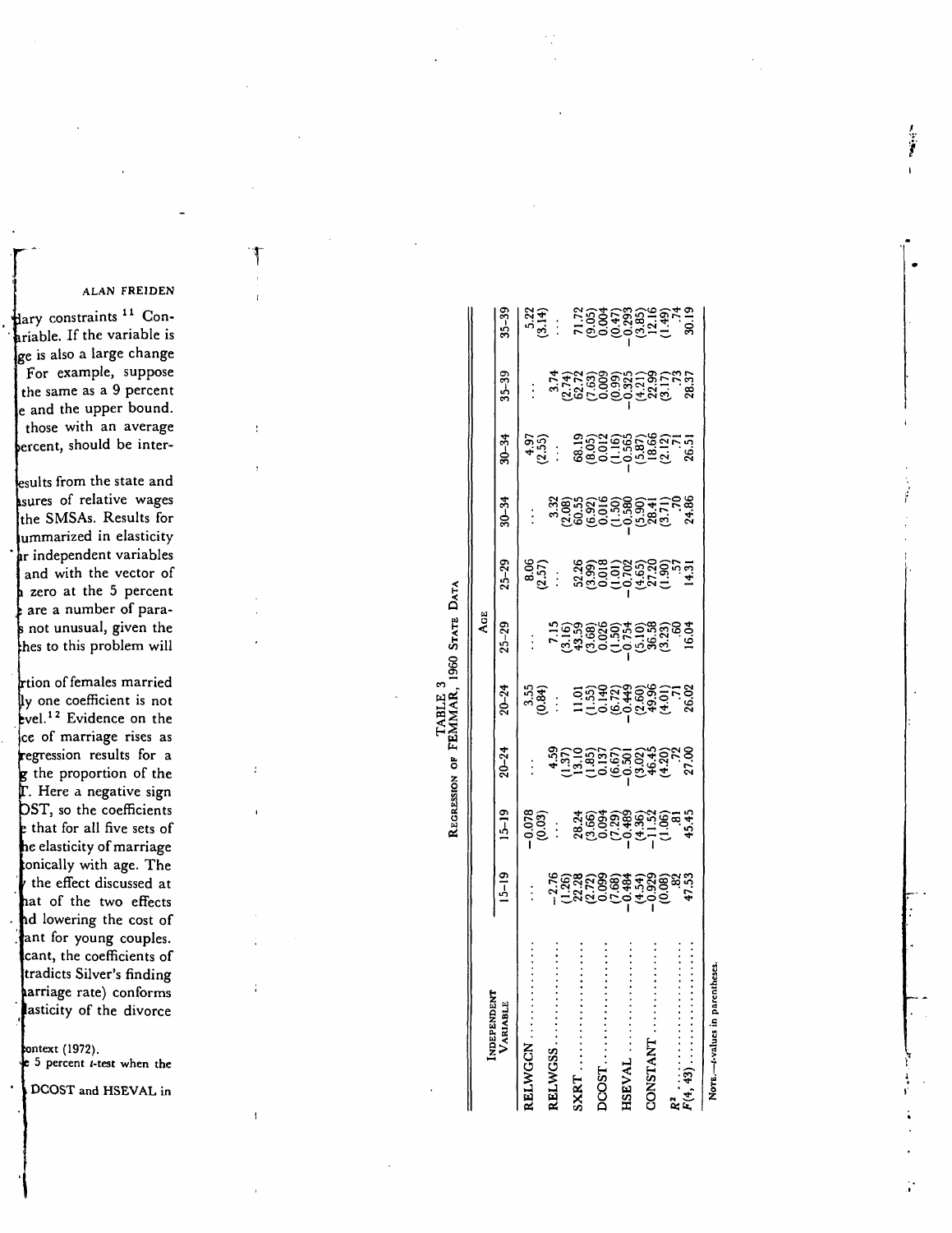TABLE 3

REGRESSION OF FEMMAR, 1960 STATE DATA

| INDEPENDENT VARIABLE | AGE | | | | | | | | | |
|---|---|---|---|---|---|---|---|---|---|---|
| | 15–19 | 15–19 | 20–24 | 20–24 | 25–29 | 25–29 | 30–34 | 30–34 | 35–39 | 35–39 |
| RELWGCN | ... | −0.078 | ... | 3.55 | ... | 8.06 | ... | 4.97 | ... | 5.22 |
| | | (0.03) | | (0.84) | | (2.57) | | (2.55) | | (3.14) |
| RELWGSS | −2.76 | ... | 4.59 | ... | 7.15 | ... | 3.32 | ... | 3.74 | ... |
| | (1.26) | | (1.37) | | (3.16) | | (2.08) | | (2.74) | |
| SXRT | 22.28 | 28.24 | 13.10 | 11.01 | 43.59 | 52.26 | 60.55 | 68.19 | 62.72 | 71.72 |
| | (2.72) | (3.66) | (1.85) | (1.55) | (3.68) | (3.99) | (6.92) | (8.05) | (7.63) | (9.05) |
| DCOST | 0.099 | 0.094 | 0.137 | 0.140 | 0.026 | 0.018 | 0.016 | 0.012 | 0.009 | 0.004 |
| | (7.68) | (7.29) | (6.67) | (6.72) | (1.50) | (1.01) | (1.50) | (1.16) | (0.99) | (0.47) |
| HSEVAL | −0.484 | −0.489 | −0.501 | −0.449 | −0.754 | −0.702 | −0.580 | −0.565 | −0.325 | −0.293 |
| | (4.54) | (4.36) | (3.02) | (2.60) | (5.10) | (4.65) | (5.90) | (5.87) | (4.21) | (3.85) |
| CONSTANT | −0.929 | −11.52 | 46.45 | 49.96 | 36.58 | 27.20 | 28.41 | 18.66 | 22.99 | 12.16 |
| | (0.08) | (1.06) | (4.20) | (4.01) | (3.23) | (1.90) | (3.71) | (2.12) | (3.17) | (1.49) |
| $R^2$ | .82 | .81 | .72 | .71 | .60 | .57 | .70 | .71 | .73 | .74 |
| $F(4, 43)$ | 47.53 | 45.45 | 27.00 | 26.02 | 16.04 | 14.31 | 24.86 | 26.51 | 28.37 | 30.19 |

NOTE.—*t*-values in parentheses.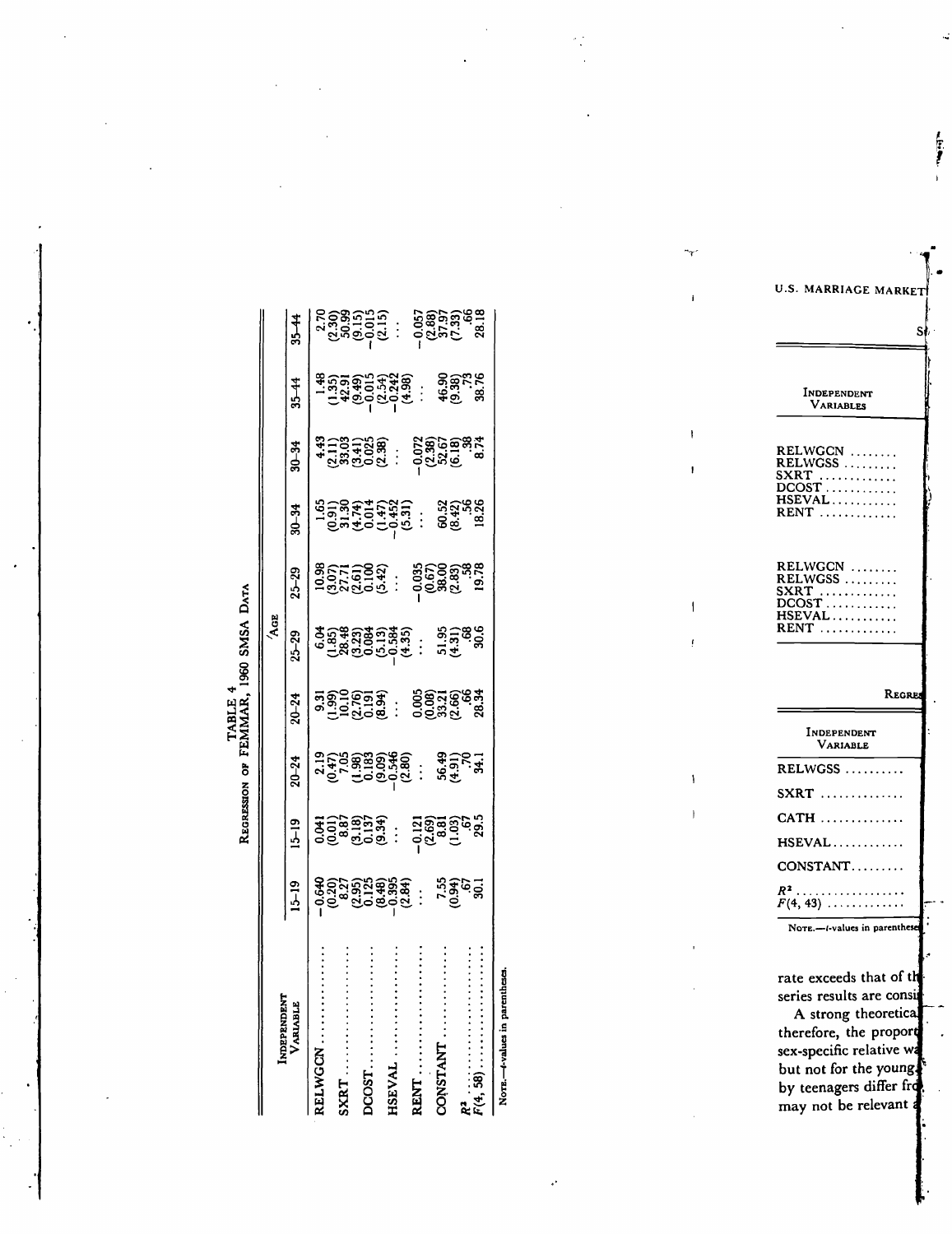TABLE 4

REGRESSION OF FEMMAR, 1960 SMSA DATA

| Independent Variable | Age | | | | | | | | | |
|---|---|---|---|---|---|---|---|---|---|---|
| | 15–19 | 15–19 | 20–24 | 20–24 | 25–29 | 25–29 | 30–34 | 30–34 | 35–44 | 35–44 |
| RELWGCN | −0.640 | 0.041 | 2.19 | 9.31 | 6.04 | 10.98 | 1.65 | 4.43 | 1.48 | 2.70 |
| | (0.20) | (0.01) | (0.47) | (1.99) | (1.85) | (3.07) | (0.91) | (2.11) | (1.35) | (2.30) |
| SXRT | 8.27 | 8.87 | 7.05 | 10.10 | 28.48 | 27.71 | 31.30 | 33.03 | 42.91 | 50.99 |
| | (2.95) | (3.18) | (1.98) | (2.76) | (3.23) | (2.61) | (4.74) | (3.41) | (9.49) | (9.15) |
| DCOST | 0.125 | 0.137 | 0.183 | 0.191 | 0.084 | 0.100 | 0.014 | 0.025 | −0.015 | −0.015 |
| | (8.48) | (9.34) | (9.09) | (8.94) | (5.13) | (5.42) | (1.47) | (2.38) | (2.54) | (2.15) |
| HSEVAL | −0.395 | ... | −0.546 | ... | −0.584 | ... | −0.452 | ... | −0.242 | ... |
| | (2.84) | | (2.80) | | (4.35) | | (5.31) | | (4.98) | |
| RENT | ... | −0.121 | ... | 0.005 | ... | −0.035 | ... | −0.072 | ... | −0.057 |
| | | (2.69) | | (0.08) | | (0.67) | | (2.38) | | (2.88) |
| CONSTANT | 7.55 | 8.81 | 56.49 | 33.21 | 51.95 | 38.00 | 60.52 | 52.67 | 46.90 | 37.97 |
| | (0.94) | (1.03) | (4.91) | (2.66) | (4.31) | (2.83) | (8.42) | (6.18) | (9.38) | (7.33) |
| $R^2$ | .67 | .67 | .70 | .66 | .68 | .58 | .56 | .38 | .73 | .66 |
| $F(4, 58)$ | 30.1 | 29.5 | 34.1 | 28.34 | 30.6 | 19.78 | 18.26 | 8.74 | 38.76 | 28.18 |

NOTE.—$t$-values in parentheses.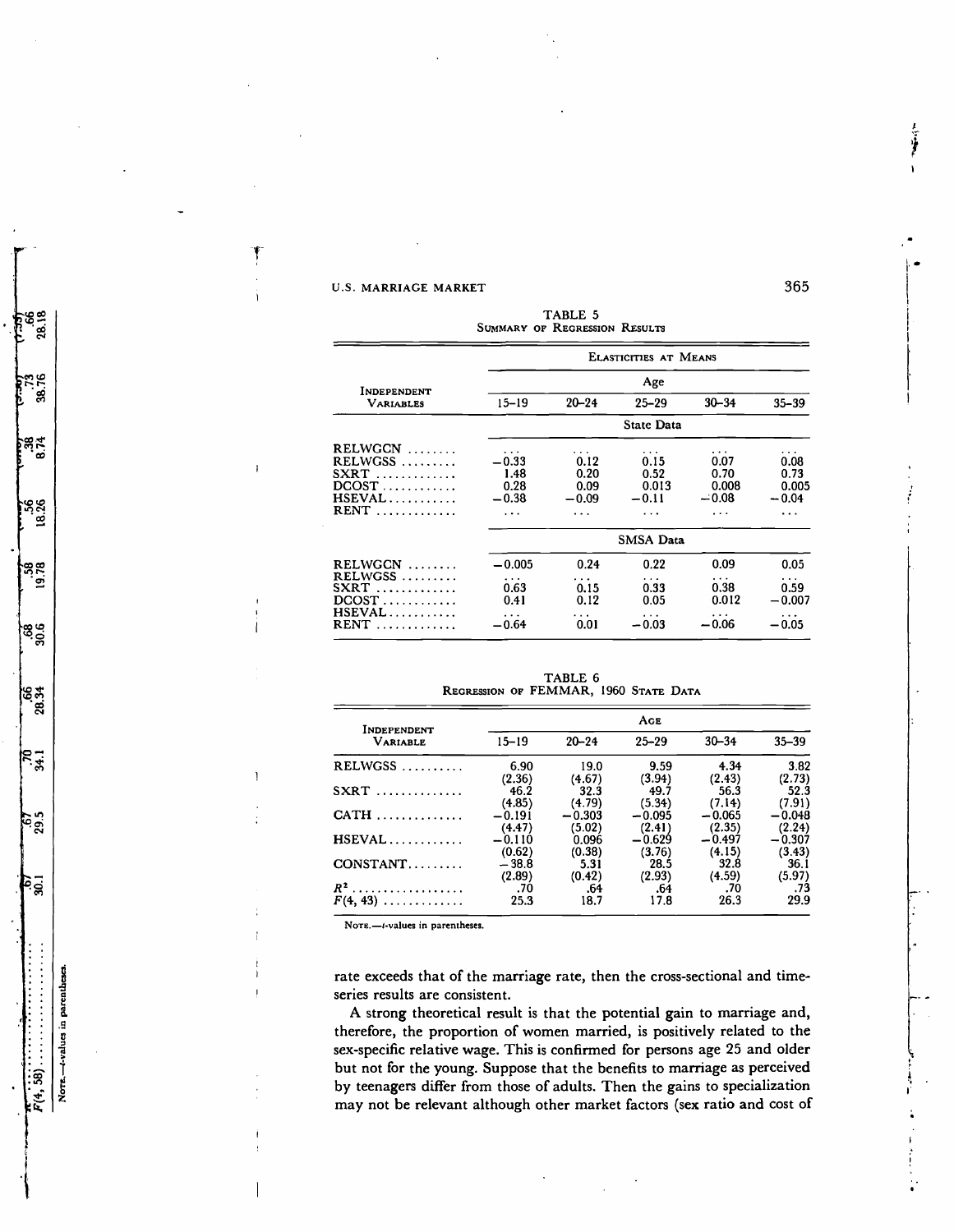TABLE 5

Summary of Regression Results

| Independent Variables | Elasticities at Means | | | | |
|---|---|---|---|---|---|
| | Age | | | | |
| | 15–19 | 20–24 | 25–29 | 30–34 | 35–39 |
| | State Data | | | | |
| RELWGCN | ... | ... | ... | ... | ... |
| RELWGSS | −0.33 | 0.12 | 0.15 | 0.07 | 0.08 |
| SXRT | 1.48 | 0.20 | 0.52 | 0.70 | 0.73 |
| DCOST | 0.28 | 0.09 | 0.013 | 0.008 | 0.005 |
| HSEVAL | −0.38 | −0.09 | −0.11 | −0.08 | −0.04 |
| RENT | ... | ... | ... | ... | ... |
| | SMSA Data | | | | |
| RELWGCN | −0.005 | 0.24 | 0.22 | 0.09 | 0.05 |
| RELWGSS | ... | ... | ... | ... | ... |
| SXRT | 0.63 | 0.15 | 0.33 | 0.38 | 0.59 |
| DCOST | 0.41 | 0.12 | 0.05 | 0.012 | −0.007 |
| HSEVAL | ... | ... | ... | ... | ... |
| RENT | −0.64 | 0.01 | −0.03 | −0.06 | −0.05 |

TABLE 6

Regression of FEMMAR, 1960 State Data

| Independent Variable | Age | | | | |
|---|---|---|---|---|---|
| | 15–19 | 20–24 | 25–29 | 30–34 | 35–39 |
| RELWGSS | 6.90 | 19.0 | 9.59 | 4.34 | 3.82 |
| | (2.36) | (4.67) | (3.94) | (2.43) | (2.73) |
| SXRT | 46.2 | 32.3 | 49.7 | 56.3 | 52.3 |
| | (4.85) | (4.79) | (5.34) | (7.14) | (7.91) |
| CATH | −0.191 | −0.303 | −0.095 | −0.065 | −0.048 |
| | (4.47) | (5.02) | (2.41) | (2.35) | (2.24) |
| HSEVAL | −0.110 | 0.096 | −0.629 | −0.497 | −0.307 |
| | (0.62) | (0.38) | (3.76) | (4.15) | (3.43) |
| CONSTANT | −38.8 | 5.31 | 28.5 | 32.8 | 36.1 |
| | (2.89) | (0.42) | (2.93) | (4.59) | (5.97) |
| $R^2$ | .70 | .64 | .64 | .70 | .73 |
| $F(4, 43)$ | 25.3 | 18.7 | 17.8 | 26.3 | 29.9 |

Note.—*t*-values in parentheses.

rate exceeds that of the marriage rate, then the cross-sectional and time-series results are consistent.

A strong theoretical result is that the potential gain to marriage and, therefore, the proportion of women married, is positively related to the sex-specific relative wage. This is confirmed for persons age 25 and older but not for the young. Suppose that the benefits to marriage as perceived by teenagers differ from those of adults. Then the gains to specialization may not be relevant although other market factors (sex ratio and cost of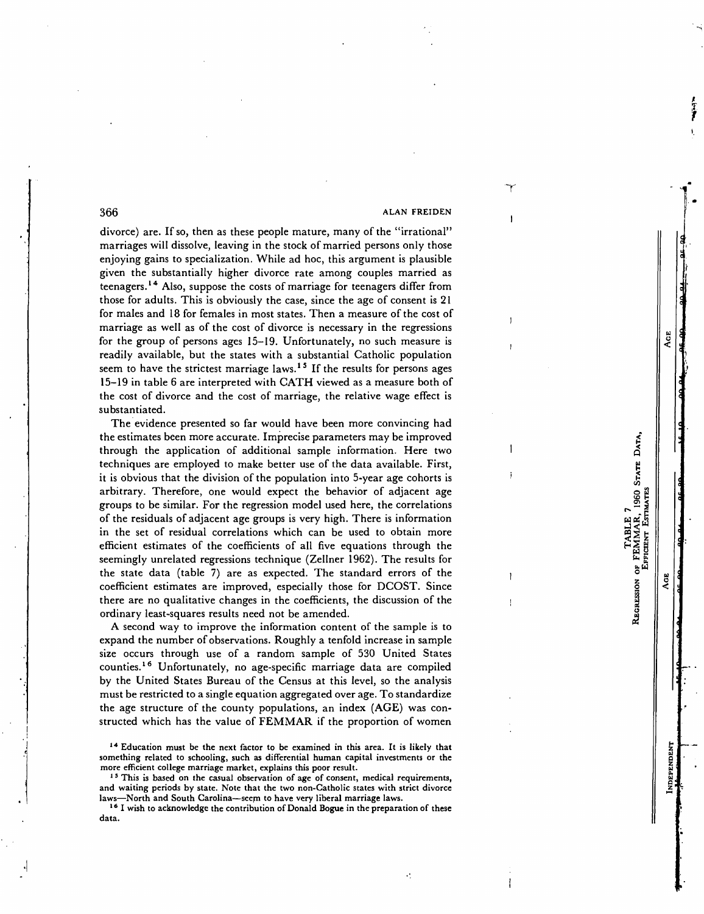divorce) are. If so, then as these people mature, many of the "irrational" marriages will dissolve, leaving in the stock of married persons only those enjoying gains to specialization. While ad hoc, this argument is plausible given the substantially higher divorce rate among couples married as teenagers.[14] Also, suppose the costs of marriage for teenagers differ from those for adults. This is obviously the case, since the age of consent is 21 for males and 18 for females in most states. Then a measure of the cost of marriage as well as of the cost of divorce is necessary in the regressions for the group of persons ages 15–19. Unfortunately, no such measure is readily available, but the states with a substantial Catholic population seem to have the strictest marriage laws.[15] If the results for persons ages 15–19 in table 6 are interpreted with CATH viewed as a measure both of the cost of divorce and the cost of marriage, the relative wage effect is substantiated.

The evidence presented so far would have been more convincing had the estimates been more accurate. Imprecise parameters may be improved through the application of additional sample information. Here two techniques are employed to make better use of the data available. First, it is obvious that the division of the population into 5-year age cohorts is arbitrary. Therefore, one would expect the behavior of adjacent age groups to be similar. For the regression model used here, the correlations of the residuals of adjacent age groups is very high. There is information in the set of residual correlations which can be used to obtain more efficient estimates of the coefficients of all five equations through the seemingly unrelated regressions technique (Zellner 1962). The results for the state data (table 7) are as expected. The standard errors of the coefficient estimates are improved, especially those for DCOST. Since there are no qualitative changes in the coefficients, the discussion of the ordinary least-squares results need not be amended.

A second way to improve the information content of the sample is to expand the number of observations. Roughly a tenfold increase in sample size occurs through use of a random sample of 530 United States counties.[16] Unfortunately, no age-specific marriage data are compiled by the United States Bureau of the Census at this level, so the analysis must be restricted to a single equation aggregated over age. To standardize the age structure of the county populations, an index (AGE) was constructed which has the value of FEMMAR if the proportion of women

[14] Education must be the next factor to be examined in this area. It is likely that something related to schooling, such as differential human capital investments or the more efficient college marriage market, explains this poor result.

[15] This is based on the casual observation of age of consent, medical requirements, and waiting periods by state. Note that the two non-Catholic states with strict divorce laws—North and South Carolina—seem to have very liberal marriage laws.

[16] I wish to acknowledge the contribution of Donald Bogue in the preparation of these data.

TABLE 7
REGRESSION OF FEMMAR, 1960 STATE DATA, EFFICIENT ESTIMATES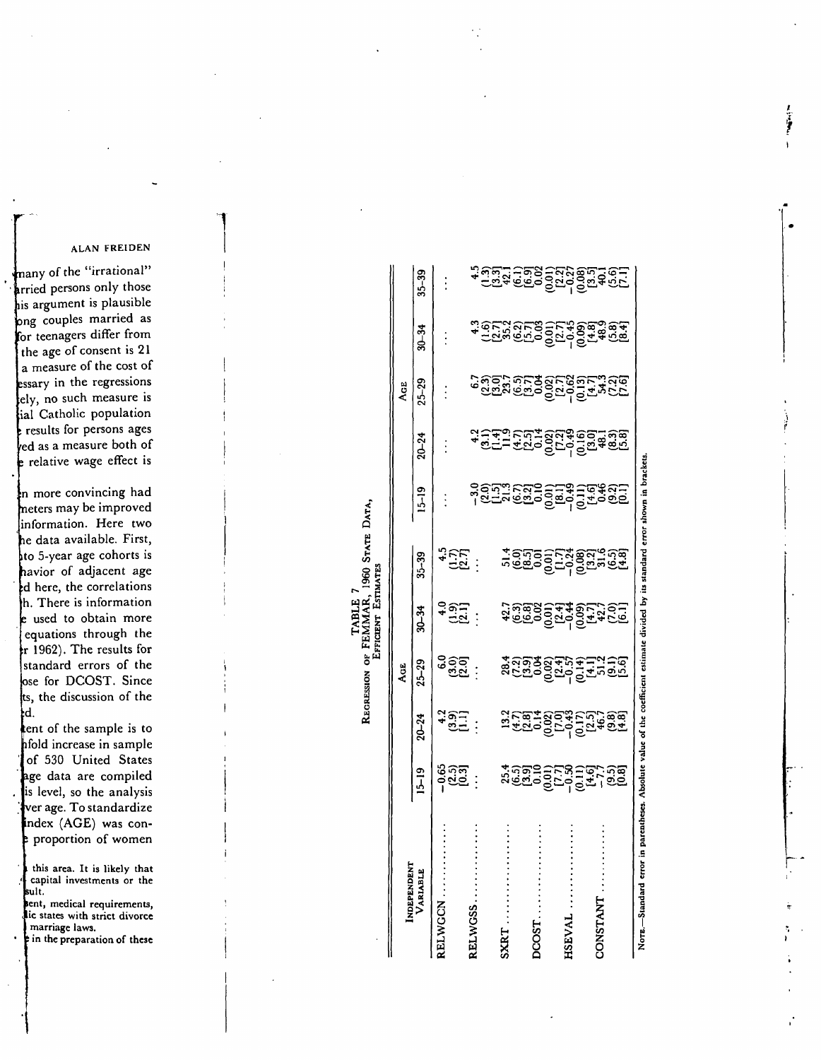**TABLE 7**

**REGRESSION OF FEMMAR, 1960 STATE DATA, EFFICIENT ESTIMATES**

| INDEPENDENT VARIABLE | AGE | | | | | AGE | | | | |
|---|---|---|---|---|---|---|---|---|---|---|
| | 15–19 | 20–24 | 25–29 | 30–34 | 35–39 | 15–19 | 20–24 | 25–29 | 30–34 | 35–39 |
| RELWGCN | −0.65 (2.5) [0.3] | 4.2 (3.9) [1.1] | 6.0 (3.0) [2.0] | 4.0 (1.9) [2.1] | 4.5 (1.7) [2.7] | ... | ... | ... | ... | ... |
| RELWGSS | ... | ... | ... | ... | ... | −3.0 (2.0) [1.5] | 4.2 (3.1) [1.4] | 6.7 (2.3) [3.0] | 4.3 (1.6) [2.7] | 4.5 (1.3) [3.3] |
| SXRT | 25.4 (6.5) [3.9] | 13.2 (4.7) [2.8] | 28.4 (7.2) [3.9] | 42.7 (6.3) [6.8] | 51.4 (6.0) [8.5] | 21.3 (6.7) [3.2] | 11.9 (4.7) [2.5] | 23.7 (6.5) [3.7] | 35.2 (6.2) [5.7] | 42.1 (6.1) [6.9] |
| DCOST | 0.10 (0.01) [7.7] | 0.14 (0.02) [7.0] | 0.04 (0.02) [2.4] | 0.02 (0.01) [2.4] | 0.01 (0.01) [1.7] | 0.10 (0.01) [8.1] | 0.14 (0.02) [7.2] | 0.04 (0.02) [2.7] | 0.03 (0.01) [2.7] | 0.02 (0.01) [2.2] |
| HSEVAL | −0.50 (0.11) [4.6] | −0.43 (0.17) [2.5] | −0.57 (0.14) [4.1] | −0.44 (0.09) [4.7] | −0.24 (0.08) [3.2] | −0.49 (0.11) [4.6] | −0.49 (0.16) [3.0] | −0.62 (0.13) [4.7] | −0.45 (0.09) [4.8] | −0.27 (0.08) [3.5] |
| CONSTANT | −7.7 (9.5) [0.8] | 46.7 (9.8) [4.8] | 51.2 (9.1) [5.6] | 42.7 (7.0) [6.1] | 31.6 (6.5) [4.8] | 0.46 (9.2) [0.1] | 48.1 (8.3) [5.8] | 54.3 (7.2) [7.6] | 48.9 (5.8) [8.4] | 40.1 (5.6) [7.1] |

NOTE.—Standard error in parentheses. Absolute value of the coefficient estimate divided by its standard error shown in brackets.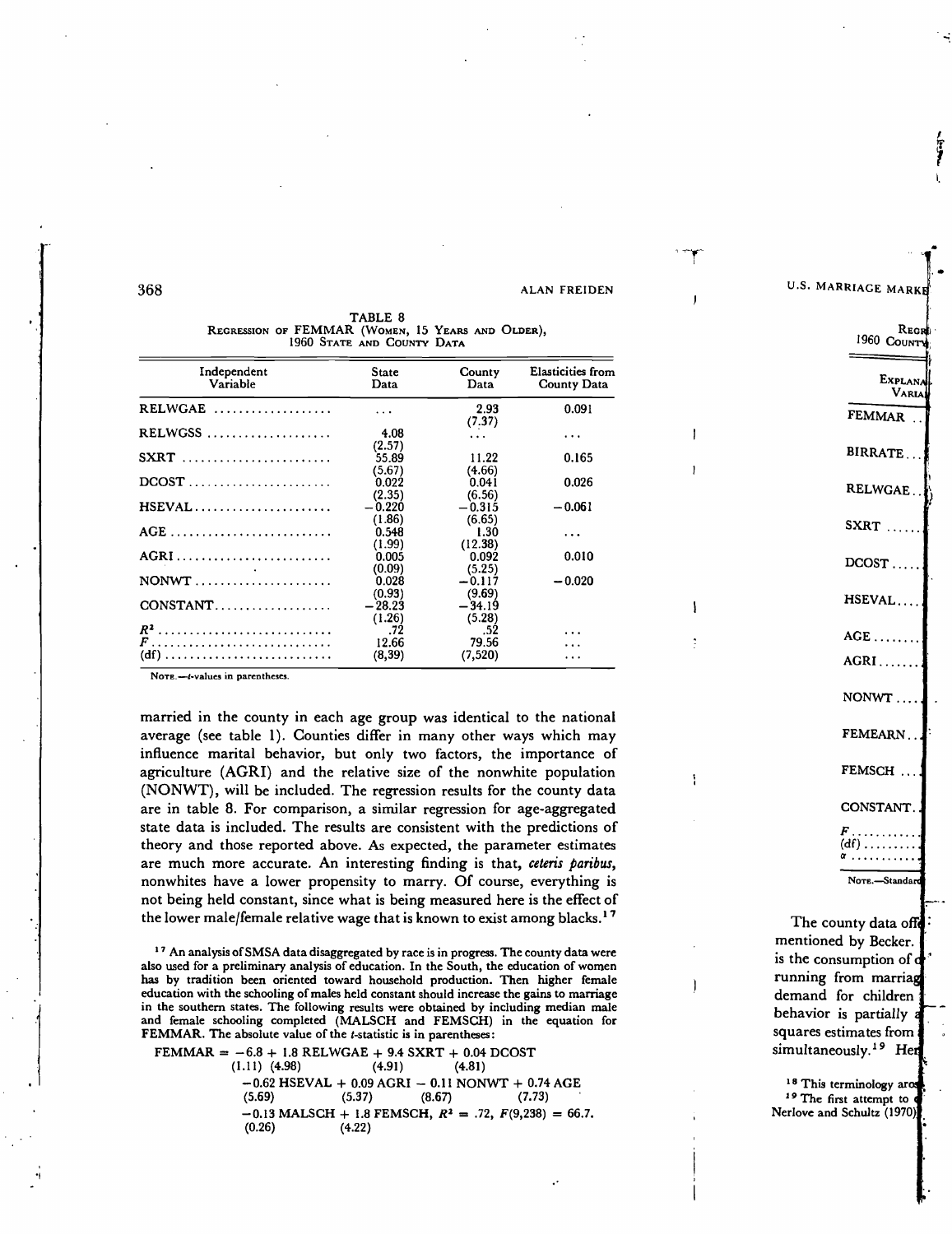TABLE 8
REGRESSION OF FEMMAR (WOMEN, 15 YEARS AND OLDER), 1960 STATE AND COUNTY DATA

| Independent Variable | State Data | County Data | Elasticities from County Data |
|---|---|---|---|
| RELWGAE | ... | 2.93 (7.37) | 0.091 |
| RELWGSS | 4.08 (2.57) | ... | ... |
| SXRT | 55.89 (5.67) | 11.22 (4.66) | 0.165 |
| DCOST | 0.022 (2.35) | 0.041 (6.56) | 0.026 |
| HSEVAL | −0.220 (1.86) | −0.315 (6.65) | −0.061 |
| AGE | 0.548 (1.99) | 1.30 (12.38) | ... |
| AGRI | 0.005 (0.09) | 0.092 (5.25) | 0.010 |
| NONWT | 0.028 (0.93) | −0.117 (9.69) | −0.020 |
| CONSTANT | −28.23 (1.26) | −34.19 (5.28) | ... |
| $R^2$ | .72 | .52 | ... |
| $F$ | 12.66 | 79.56 | ... |
| (df) | (8,39) | (7,520) | ... |

NOTE.—$t$-values in parentheses.

married in the county in each age group was identical to the national average (see table 1). Counties differ in many other ways which may influence marital behavior, but only two factors, the importance of agriculture (AGRI) and the relative size of the nonwhite population (NONWT), will be included. The regression results for the county data are in table 8. For comparison, a similar regression for age-aggregated state data is included. The results are consistent with the predictions of theory and those reported above. As expected, the parameter estimates are much more accurate. An interesting finding is that, *ceteris paribus*, nonwhites have a lower propensity to marry. Of course, everything is not being held constant, since what is being measured here is the effect of the lower male/female relative wage that is known to exist among blacks.[17]

[17] An analysis of SMSA data disaggregated by race is in progress. The county data were also used for a preliminary analysis of education. In the South, the education of women has by tradition been oriented toward household production. Then higher female education with the schooling of males held constant should increase the gains to marriage in the southern states. The following results were obtained by including median male and female schooling completed (MALSCH and FEMSCH) in the equation for FEMMAR. The absolute value of the $t$-statistic is in parentheses:

$$\begin{aligned}
\text{FEMMAR} = &-6.8 + 1.8\ \text{RELWGAE} + 9.4\ \text{SXRT} + 0.04\ \text{DCOST} \\
&\ \ (1.11)\quad (4.98) \qquad\qquad (4.91) \qquad\quad (4.81) \\
&-0.62\ \text{HSEVAL} + 0.09\ \text{AGRI} - 0.11\ \text{NONWT} + 0.74\ \text{AGE} \\
&\ \ (5.69) \qquad\qquad (5.37) \qquad\quad (8.67) \qquad\qquad (7.73) \\
&-0.13\ \text{MALSCH} + 1.8\ \text{FEMSCH},\ R^2 = .72,\ F(9,238) = 66.7. \\
&\ \ (0.26) \qquad\qquad\quad (4.22)
\end{aligned}$$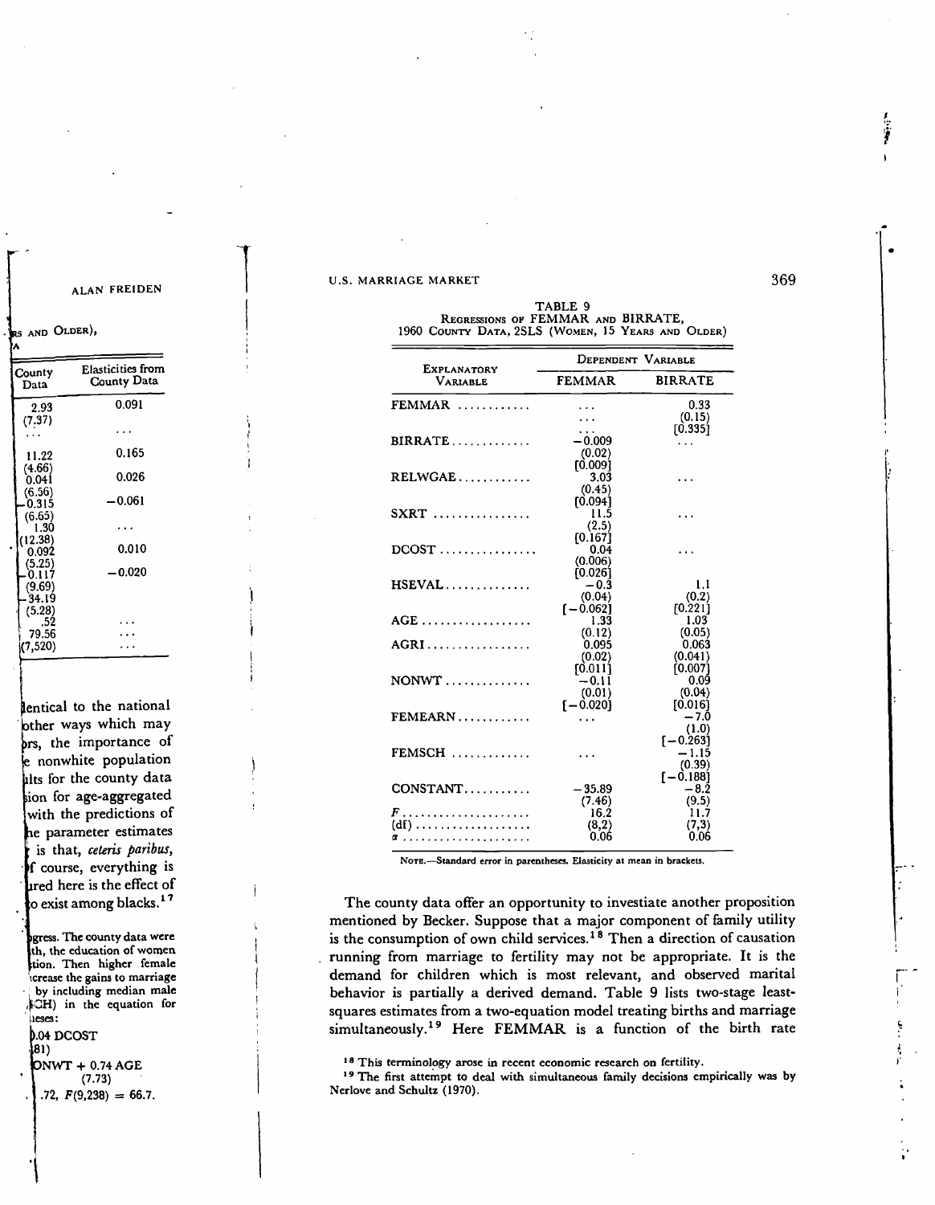TABLE 9
REGRESSIONS OF FEMMAR AND BIRRATE,
1960 COUNTY DATA, 2SLS (WOMEN, 15 YEARS AND OLDER)

| EXPLANATORY VARIABLE | DEPENDENT VARIABLE | |
|---|---|---|
| | FEMMAR | BIRRATE |
| FEMMAR | ... | 0.33 |
| | ... | (0.15) |
| | ... | [0.335] |
| BIRRATE | −0.009 | ... |
| | (0.02) | |
| | [0.009] | |
| RELWGAE | 3.03 | ... |
| | (0.45) | |
| | [0.094] | |
| SXRT | 11.5 | ... |
| | (2.5) | |
| | [0.167] | |
| DCOST | 0.04 | ... |
| | (0.006) | |
| | [0.026] | |
| HSEVAL | −0.3 | 1.1 |
| | (0.04) | (0.2) |
| | [−0.062] | [0.221] |
| AGE | 1.33 | 1.03 |
| | (0.12) | (0.05) |
| AGRI | 0.095 | 0.063 |
| | (0.02) | (0.041) |
| | [0.011] | [0.007] |
| NONWT | −0.11 | 0.09 |
| | (0.01) | (0.04) |
| | [−0.020] | [0.016] |
| FEMEARN | ... | −7.0 |
| | | (1.0) |
| | | [−0.263] |
| FEMSCH | ... | −1.15 |
| | | (0.39) |
| | | [−0.188] |
| CONSTANT | −35.89 | −8.2 |
| | (7.46) | (9.5) |
| $F$ | 16.2 | 11.7 |
| (df) | (8,2) | (7,3) |
| $\alpha$ | 0.06 | 0.06 |

NOTE.—Standard error in parentheses. Elasticity at mean in brackets.

The county data offer an opportunity to investiate another proposition mentioned by Becker. Suppose that a major component of family utility is the consumption of own child services.[18] Then a direction of causation running from marriage to fertility may not be appropriate. It is the demand for children which is most relevant, and observed marital behavior is partially a derived demand. Table 9 lists two-stage least-squares estimates from a two-equation model treating births and marriage simultaneously.[19] Here FEMMAR is a function of the birth rate

[18] This terminology arose in recent economic research on fertility.

[19] The first attempt to deal with simultaneous family decisions empirically was by Nerlove and Schultz (1970).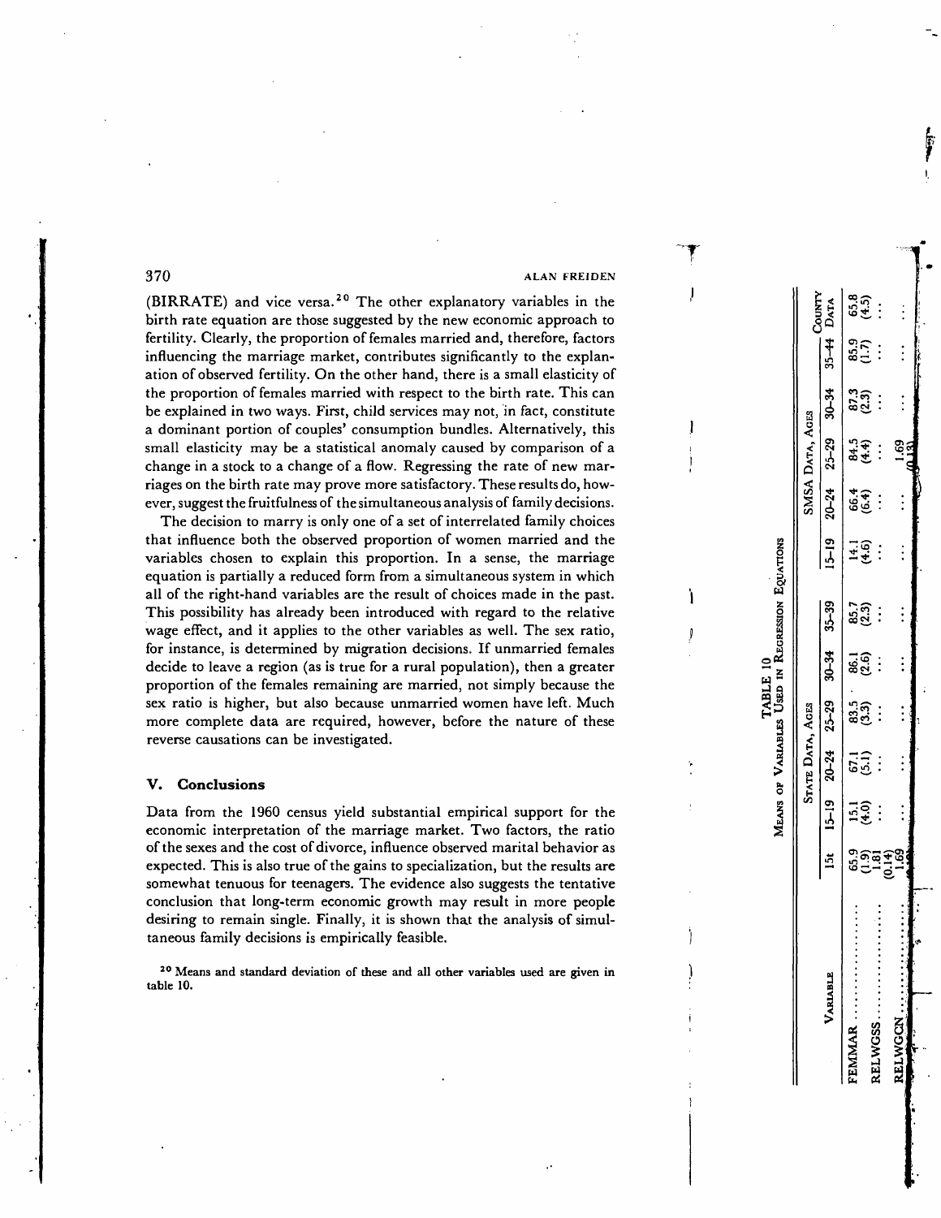(BIRRATE) and vice versa.[20] The other explanatory variables in the birth rate equation are those suggested by the new economic approach to fertility. Clearly, the proportion of females married and, therefore, factors influencing the marriage market, contributes significantly to the explanation of observed fertility. On the other hand, there is a small elasticity of the proportion of females married with respect to the birth rate. This can be explained in two ways. First, child services may not, in fact, constitute a dominant portion of couples' consumption bundles. Alternatively, this small elasticity may be a statistical anomaly caused by comparison of a change in a stock to a change of a flow. Regressing the rate of new marriages on the birth rate may prove more satisfactory. These results do, however, suggest the fruitfulness of the simultaneous analysis of family decisions.

The decision to marry is only one of a set of interrelated family choices that influence both the observed proportion of women married and the variables chosen to explain this proportion. In a sense, the marriage equation is partially a reduced form from a simultaneous system in which all of the right-hand variables are the result of choices made in the past. This possibility has already been introduced with regard to the relative wage effect, and it applies to the other variables as well. The sex ratio, for instance, is determined by migration decisions. If unmarried females decide to leave a region (as is true for a rural population), then a greater proportion of the females remaining are married, not simply because the sex ratio is higher, but also because unmarried women have left. Much more complete data are required, however, before the nature of these reverse causations can be investigated.

## V. Conclusions

Data from the 1960 census yield substantial empirical support for the economic interpretation of the marriage market. Two factors, the ratio of the sexes and the cost of divorce, influence observed marital behavior as expected. This is also true of the gains to specialization, but the results are somewhat tenuous for teenagers. The evidence also suggests the tentative conclusion that long-term economic growth may result in more people desiring to remain single. Finally, it is shown that the analysis of simultaneous family decisions is empirically feasible.

[20] Means and standard deviation of these and all other variables used are given in table 10.

TABLE 10

MEANS OF VARIABLES USED IN REGRESSION EQUATIONS

| Variable | State Data, Ages | | | | | | SMSA Data, Ages | | | | | County Data |
|---|---|---|---|---|---|---|---|---|---|---|---|---|
| | 15+ | 15-19 | 20-24 | 25-29 | 30-34 | 35-39 | 15-19 | 20-24 | 25-29 | 30-34 | 35-44 | |
| FEMMAR | 65.9 (1.9) | 15.1 (4.0) | 67.1 (5.1) | 83.5 (3.3) | 86.1 (2.6) | 85.7 (2.3) | 14.1 (4.6) | 66.4 (6.4) | 84.5 (4.4) | 87.3 (2.3) | 85.9 (1.7) | 65.8 (4.5) |
| RELWGSS | 1.81 (0.14) | ... | ... | ... | ... | ... | ... | ... | ... | ... | ... | ... |
| RELWGCN | 1.69 | ... | ... | ... | ... | ... | ... | ... | 1.69 (0.13) | ... | ... | ... |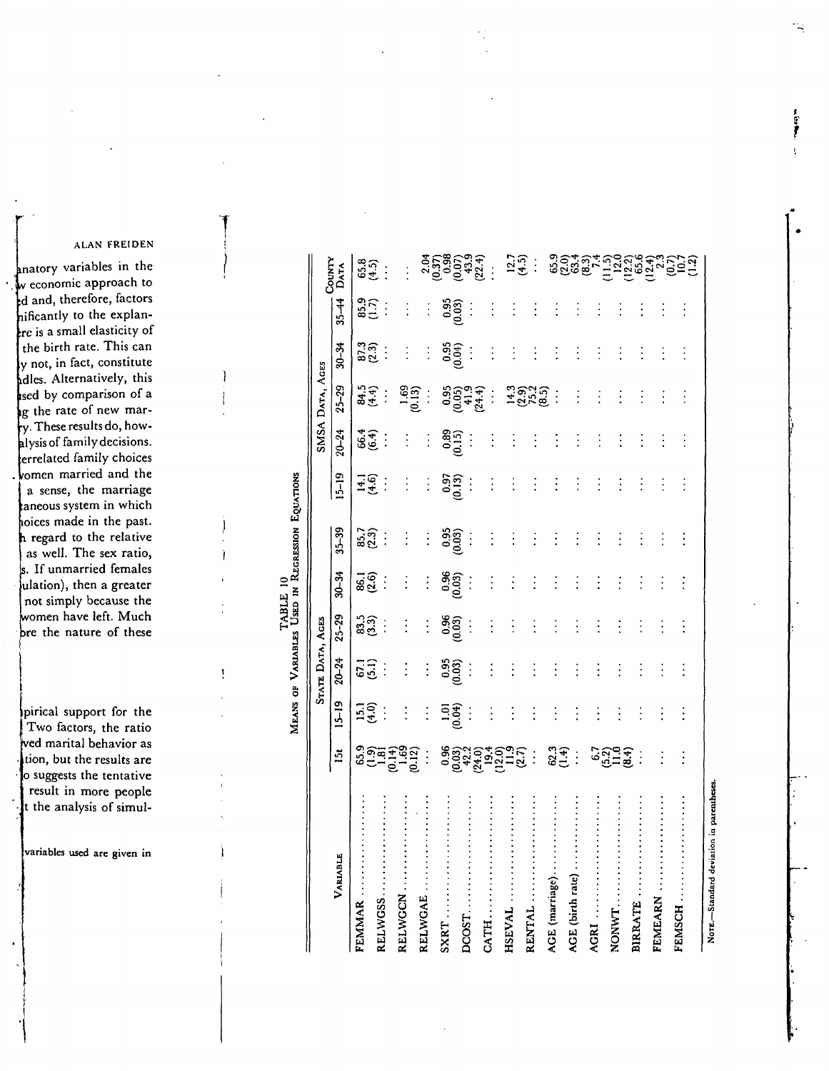**TABLE 10**

**Means of Variables Used in Regression Equations**

| Variable | State Data, Ages | | | | | | SMSA Data, Ages | | | | | County Data |
|---|---|---|---|---|---|---|---|---|---|---|---|---|
| | 1st | 15–19 | 20–24 | 25–29 | 30–34 | 35–39 | 15–19 | 20–24 | 25–29 | 30–34 | 35–44 | |
| FEMMAR | 65.9 (1.9) | 15.1 (4.0) | 67.1 (5.1) | 83.5 (3.3) | 86.1 (2.6) | 85.7 (2.3) | 14.1 (4.6) | 66.4 (6.4) | 84.5 (4.4) | 87.3 (2.3) | 85.9 (1.7) | 65.8 (4.5) |
| RELWGSS | 1.81 (0.14) | ... | ... | ... | ... | ... | ... | ... | ... | ... | ... | ... |
| RELWGCN | 1.69 (0.12) | ... | ... | ... | ... | ... | ... | ... | 1.69 (0.13) | ... | ... | ... |
| RELWGAE | ... | ... | ... | ... | ... | ... | ... | ... | ... | ... | ... | 2.04 (0.37) |
| SXRT | 0.96 (0.03) | 1.01 (0.04) | 0.95 (0.03) | 0.96 (0.03) | 0.96 (0.03) | 0.95 (0.03) | 0.97 (0.13) | 0.89 (0.15) | 0.95 (0.05) | 0.95 (0.04) | 0.95 (0.03) | 0.98 (0.07) |
| DCOST | 42.2 (24.0) | ... | ... | ... | ... | ... | ... | ... | 41.9 (24.4) | ... | ... | 43.9 (22.4) |
| CATH | 19.4 (12.0) | ... | ... | ... | ... | ... | ... | ... | ... | ... | ... | ... |
| HSEVAL | 11.9 (2.7) | ... | ... | ... | ... | ... | ... | ... | 14.3 (2.9) | ... | ... | 12.7 (4.5) |
| RENTAL | ... | ... | ... | ... | ... | ... | ... | ... | 75.2 (8.5) | ... | ... | ... |
| AGE (marriage) | 62.3 (1.4) | ... | ... | ... | ... | ... | ... | ... | ... | ... | ... | 65.9 (2.0) |
| AGE (birth rate) | ... | ... | ... | ... | ... | ... | ... | ... | ... | ... | ... | 63.4 (8.3) |
| AGRI | 6.7 (5.2) | ... | ... | ... | ... | ... | ... | ... | ... | ... | ... | 7.4 (11.5) |
| NONWT | 11.0 (8.4) | ... | ... | ... | ... | ... | ... | ... | ... | ... | ... | 12.0 (12.2) |
| BIRRATE | ... | ... | ... | ... | ... | ... | ... | ... | ... | ... | ... | 65.6 (12.4) |
| FEMEARN | ... | ... | ... | ... | ... | ... | ... | ... | ... | ... | ... | 2.3 (0.7) |
| FEMSCH | ... | ... | ... | ... | ... | ... | ... | ... | ... | ... | ... | 10.7 (1.2) |

Note.—Standard deviation in parentheses.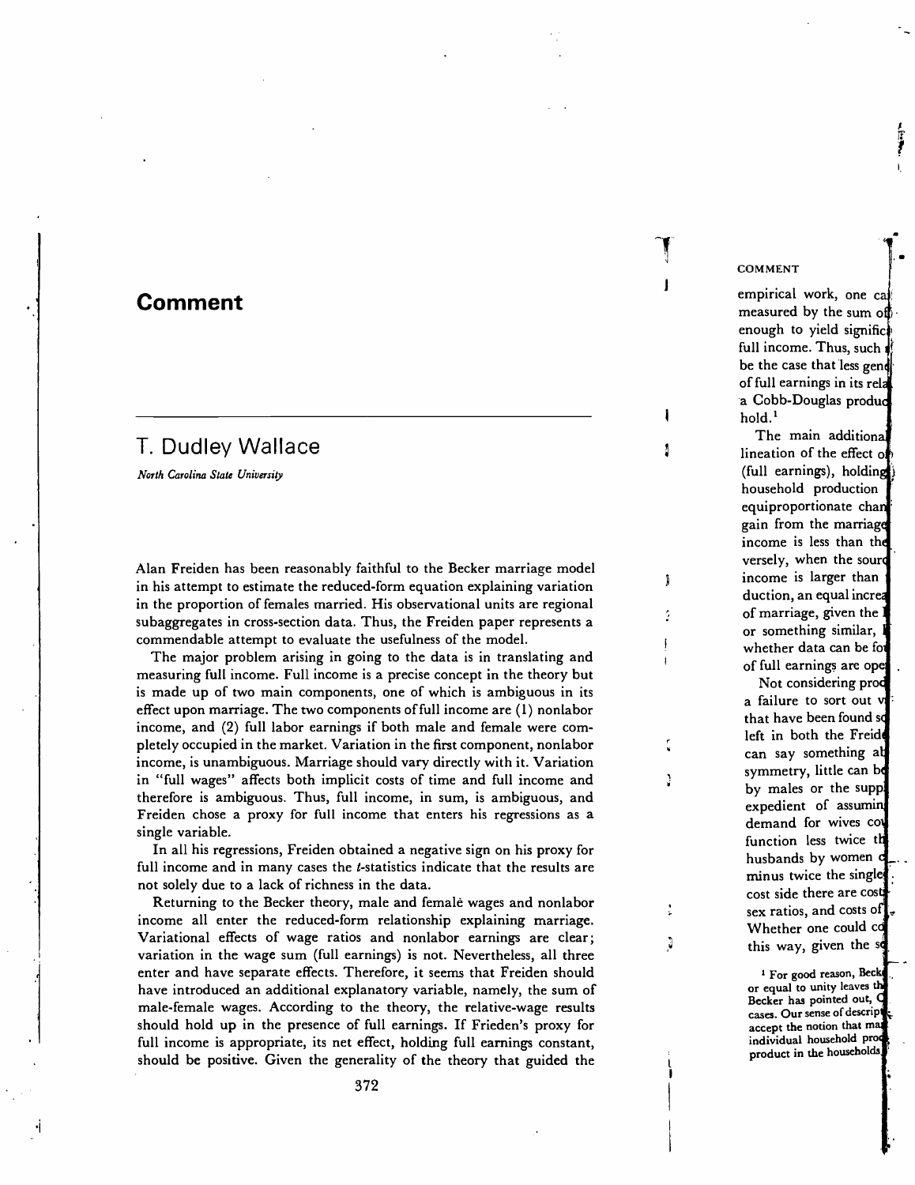# Comment

## T. Dudley Wallace

*North Carolina State University*

Alan Freiden has been reasonably faithful to the Becker marriage model in his attempt to estimate the reduced-form equation explaining variation in the proportion of females married. His observational units are regional subaggregates in cross-section data. Thus, the Freiden paper represents a commendable attempt to evaluate the usefulness of the model.

The major problem arising in going to the data is in translating and measuring full income. Full income is a precise concept in the theory but is made up of two main components, one of which is ambiguous in its effect upon marriage. The two components of full income are (1) nonlabor income, and (2) full labor earnings if both male and female were completely occupied in the market. Variation in the first component, nonlabor income, is unambiguous. Marriage should vary directly with it. Variation in "full wages" affects both implicit costs of time and full income and therefore is ambiguous. Thus, full income, in sum, is ambiguous, and Freiden chose a proxy for full income that enters his regressions as a single variable.

In all his regressions, Freiden obtained a negative sign on his proxy for full income and in many cases the $t$-statistics indicate that the results are not solely due to a lack of richness in the data.

Returning to the Becker theory, male and female wages and nonlabor income all enter the reduced-form relationship explaining marriage. Variational effects of wage ratios and nonlabor earnings are clear; variation in the wage sum (full earnings) is not. Nevertheless, all three enter and have separate effects. Therefore, it seems that Freiden should have introduced an additional explanatory variable, namely, the sum of male-female wages. According to the theory, the relative-wage results should hold up in the presence of full earnings. If Frieden's proxy for full income is appropriate, its net effect, holding full earnings constant, should be positive. Given the generality of the theory that guided the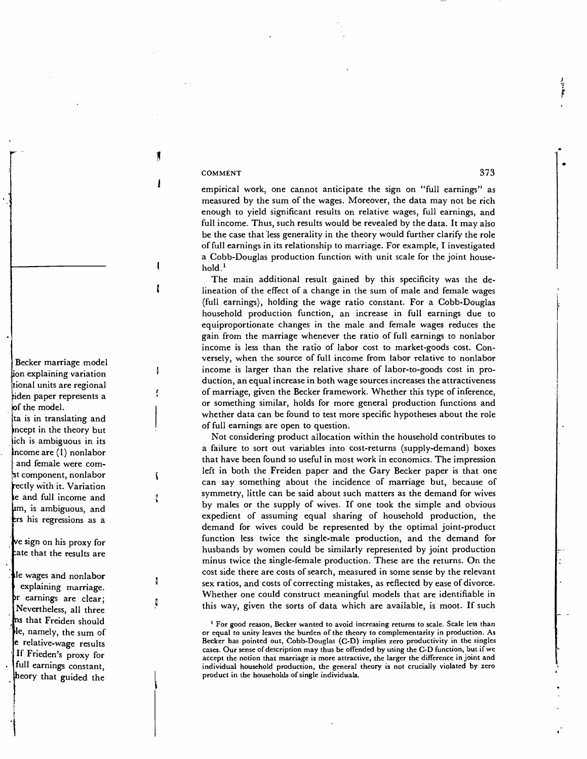empirical work, one cannot anticipate the sign on "full earnings" as measured by the sum of the wages. Moreover, the data may not be rich enough to yield significant results on relative wages, full earnings, and full income. Thus, such results would be revealed by the data. It may also be the case that less generality in the theory would further clarify the role of full earnings in its relationship to marriage. For example, I investigated a Cobb-Douglas production function with unit scale for the joint household.[1]

The main additional result gained by this specificity was the delineation of the effect of a change in the sum of male and female wages (full earnings), holding the wage ratio constant. For a Cobb-Douglas household production function, an increase in full earnings due to equiproportionate changes in the male and female wages reduces the gain from the marriage whenever the ratio of full earnings to nonlabor income is less than the ratio of labor cost to market-goods cost. Conversely, when the source of full income from labor relative to nonlabor income is larger than the relative share of labor-to-goods cost in production, an equal increase in both wage sources increases the attractiveness of marriage, given the Becker framework. Whether this type of inference, or something similar, holds for more general production functions and whether data can be found to test more specific hypotheses about the role of full earnings are open to question.

Not considering product allocation within the household contributes to a failure to sort out variables into cost-returns (supply-demand) boxes that have been found so useful in most work in economics. The impression left in both the Freiden paper and the Gary Becker paper is that one can say something about the incidence of marriage but, because of symmetry, little can be said about such matters as the demand for wives by males or the supply of wives. If one took the simple and obvious expedient of assuming equal sharing of household production, the demand for wives could be represented by the optimal joint-product function less twice the single-male production, and the demand for husbands by women could be similarly represented by joint production minus twice the single-female production. These are the returns. On the cost side there are costs of search, measured in some sense by the relevant sex ratios, and costs of correcting mistakes, as reflected by ease of divorce. Whether one could construct meaningful models that are identifiable in this way, given the sorts of data which are available, is moot. If such

[1] For good reason, Becker wanted to avoid increasing returns to scale. Scale less than or equal to unity leaves the burden of the theory to complementarity in production. As Becker has pointed out, Cobb-Douglas (C-D) implies zero productivity in the singles cases. Our sense of description may thus be offended by using the C-D function, but if we accept the notion that marriage is more attractive, the larger the difference in joint and individual household production, the general theory is not crucially violated by zero product in the households of single individuals.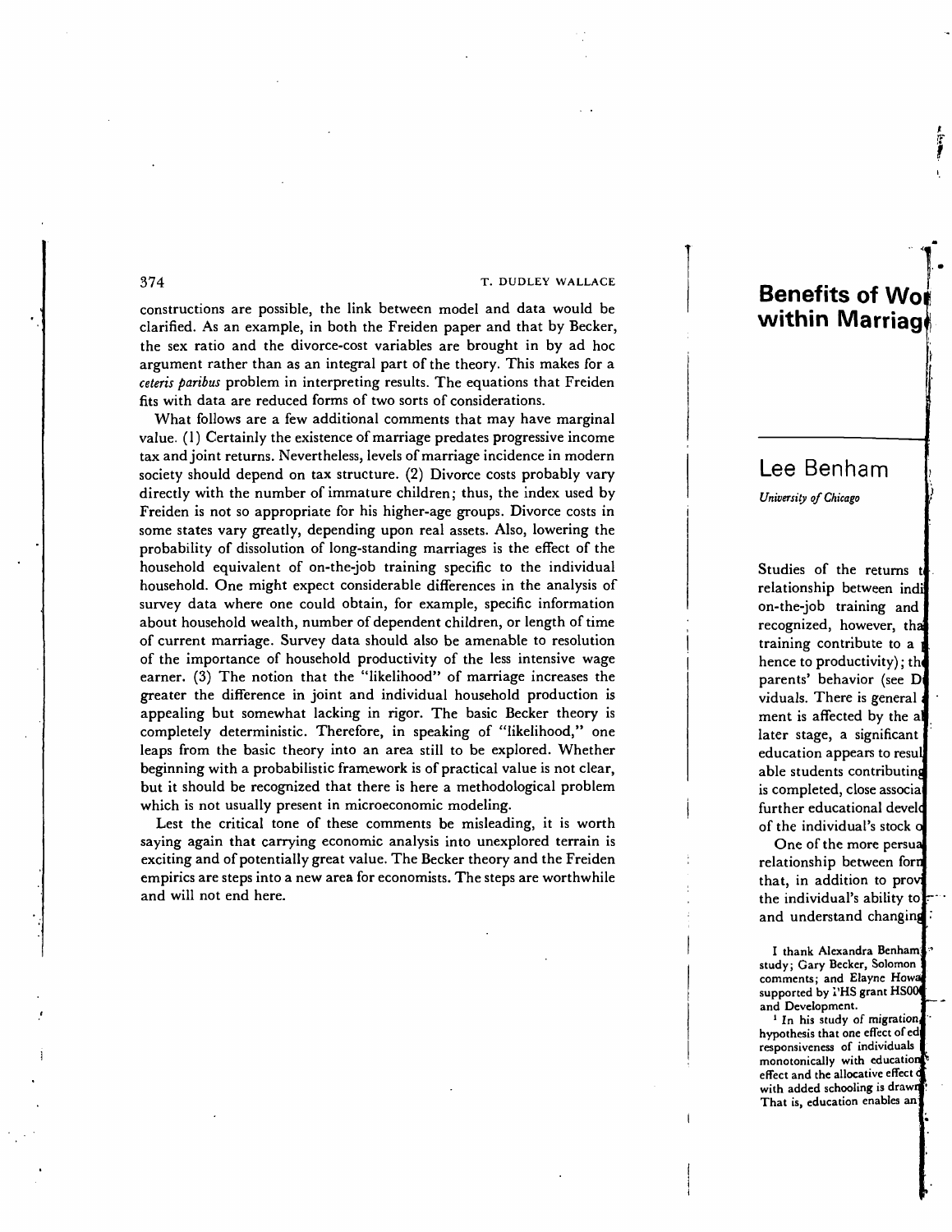constructions are possible, the link between model and data would be clarified. As an example, in both the Freiden paper and that by Becker, the sex ratio and the divorce-cost variables are brought in by ad hoc argument rather than as an integral part of the theory. This makes for a *ceteris paribus* problem in interpreting results. The equations that Freiden fits with data are reduced forms of two sorts of considerations.

What follows are a few additional comments that may have marginal value. (1) Certainly the existence of marriage predates progressive income tax and joint returns. Nevertheless, levels of marriage incidence in modern society should depend on tax structure. (2) Divorce costs probably vary directly with the number of immature children; thus, the index used by Freiden is not so appropriate for his higher-age groups. Divorce costs in some states vary greatly, depending upon real assets. Also, lowering the probability of dissolution of long-standing marriages is the effect of the household equivalent of on-the-job training specific to the individual household. One might expect considerable differences in the analysis of survey data where one could obtain, for example, specific information about household wealth, number of dependent children, or length of time of current marriage. Survey data should also be amenable to resolution of the importance of household productivity of the less intensive wage earner. (3) The notion that the "likelihood" of marriage increases the greater the difference in joint and individual household production is appealing but somewhat lacking in rigor. The basic Becker theory is completely deterministic. Therefore, in speaking of "likelihood," one leaps from the basic theory into an area still to be explored. Whether beginning with a probabilistic framework is of practical value is not clear, but it should be recognized that there is here a methodological problem which is not usually present in microeconomic modeling.

Lest the critical tone of these comments be misleading, it is worth saying again that carrying economic analysis into unexplored terrain is exciting and of potentially great value. The Becker theory and the Freiden empirics are steps into a new area for economists. The steps are worthwhile and will not end here.